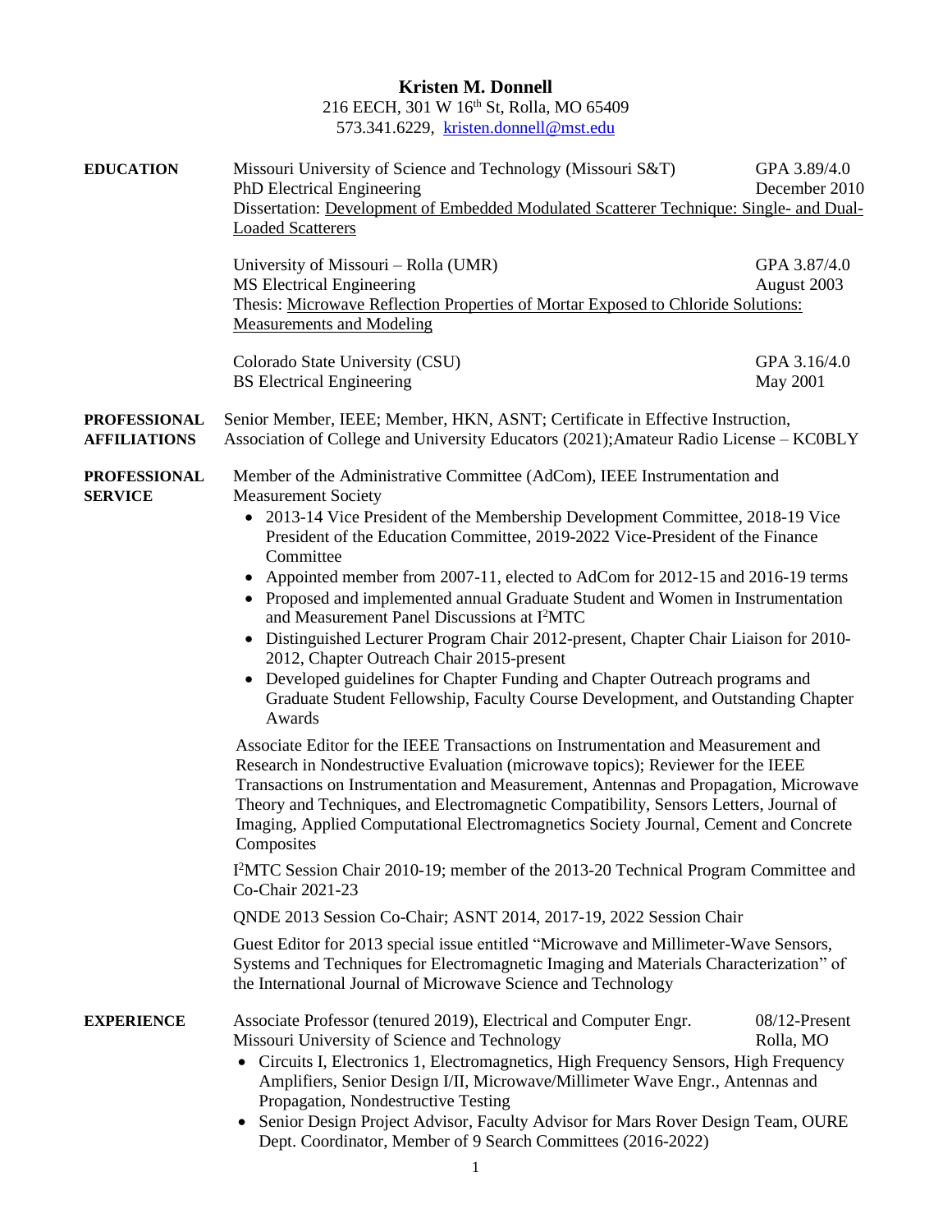# Kristen M. Donnell

216 EECH, 301 W 16th St, Rolla, MO 65409
573.341.6229, kristen.donnell@mst.edu

## EDUCATION

Missouri University of Science and Technology (Missouri S&T) — GPA 3.89/4.0
PhD Electrical Engineering — December 2010
Dissertation: Development of Embedded Modulated Scatterer Technique: Single- and Dual-Loaded Scatterers

University of Missouri – Rolla (UMR) — GPA 3.87/4.0
MS Electrical Engineering — August 2003
Thesis: Microwave Reflection Properties of Mortar Exposed to Chloride Solutions: Measurements and Modeling

Colorado State University (CSU) — GPA 3.16/4.0
BS Electrical Engineering — May 2001

## PROFESSIONAL AFFILIATIONS

Senior Member, IEEE; Member, HKN, ASNT; Certificate in Effective Instruction, Association of College and University Educators (2021);Amateur Radio License – KC0BLY

## PROFESSIONAL SERVICE

Member of the Administrative Committee (AdCom), IEEE Instrumentation and Measurement Society

- 2013-14 Vice President of the Membership Development Committee, 2018-19 Vice President of the Education Committee, 2019-2022 Vice-President of the Finance Committee
- Appointed member from 2007-11, elected to AdCom for 2012-15 and 2016-19 terms
- Proposed and implemented annual Graduate Student and Women in Instrumentation and Measurement Panel Discussions at I$^2$MTC
- Distinguished Lecturer Program Chair 2012-present, Chapter Chair Liaison for 2010-2012, Chapter Outreach Chair 2015-present
- Developed guidelines for Chapter Funding and Chapter Outreach programs and Graduate Student Fellowship, Faculty Course Development, and Outstanding Chapter Awards

Associate Editor for the IEEE Transactions on Instrumentation and Measurement and Research in Nondestructive Evaluation (microwave topics); Reviewer for the IEEE Transactions on Instrumentation and Measurement, Antennas and Propagation, Microwave Theory and Techniques, and Electromagnetic Compatibility, Sensors Letters, Journal of Imaging, Applied Computational Electromagnetics Society Journal, Cement and Concrete Composites

I$^2$MTC Session Chair 2010-19; member of the 2013-20 Technical Program Committee and Co-Chair 2021-23

QNDE 2013 Session Co-Chair; ASNT 2014, 2017-19, 2022 Session Chair

Guest Editor for 2013 special issue entitled "Microwave and Millimeter-Wave Sensors, Systems and Techniques for Electromagnetic Imaging and Materials Characterization" of the International Journal of Microwave Science and Technology

## EXPERIENCE

Associate Professor (tenured 2019), Electrical and Computer Engr. — 08/12-Present
Missouri University of Science and Technology — Rolla, MO

- Circuits I, Electronics 1, Electromagnetics, High Frequency Sensors, High Frequency Amplifiers, Senior Design I/II, Microwave/Millimeter Wave Engr., Antennas and Propagation, Nondestructive Testing
- Senior Design Project Advisor, Faculty Advisor for Mars Rover Design Team, OURE Dept. Coordinator, Member of 9 Search Committees (2016-2022)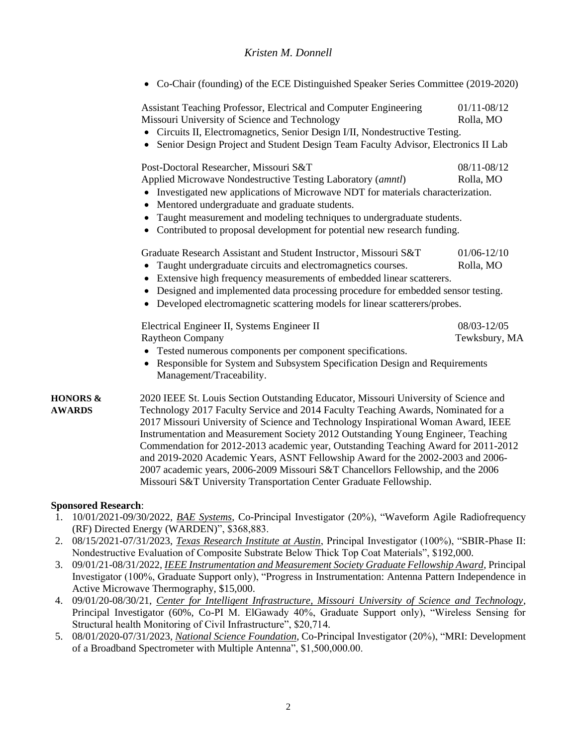- Co-Chair (founding) of the ECE Distinguished Speaker Series Committee (2019-2020)

Assistant Teaching Professor, Electrical and Computer Engineering — 01/11-08/12
Missouri University of Science and Technology — Rolla, MO

- Circuits II, Electromagnetics, Senior Design I/II, Nondestructive Testing.
- Senior Design Project and Student Design Team Faculty Advisor, Electronics II Lab

Post-Doctoral Researcher, Missouri S&T — 08/11-08/12
Applied Microwave Nondestructive Testing Laboratory (*amntl*) — Rolla, MO

- Investigated new applications of Microwave NDT for materials characterization.
- Mentored undergraduate and graduate students.
- Taught measurement and modeling techniques to undergraduate students.
- Contributed to proposal development for potential new research funding.

Graduate Research Assistant and Student Instructor, Missouri S&T — 01/06-12/10
Rolla, MO

- Taught undergraduate circuits and electromagnetics courses.
- Extensive high frequency measurements of embedded linear scatterers.
- Designed and implemented data processing procedure for embedded sensor testing.
- Developed electromagnetic scattering models for linear scatterers/probes.

Electrical Engineer II, Systems Engineer II — 08/03-12/05
Raytheon Company — Tewksbury, MA

- Tested numerous components per component specifications.
- Responsible for System and Subsystem Specification Design and Requirements Management/Traceability.

**HONORS & AWARDS**

2020 IEEE St. Louis Section Outstanding Educator, Missouri University of Science and Technology 2017 Faculty Service and 2014 Faculty Teaching Awards, Nominated for a 2017 Missouri University of Science and Technology Inspirational Woman Award, IEEE Instrumentation and Measurement Society 2012 Outstanding Young Engineer, Teaching Commendation for 2012-2013 academic year, Outstanding Teaching Award for 2011-2012 and 2019-2020 Academic Years, ASNT Fellowship Award for the 2002-2003 and 2006-2007 academic years, 2006-2009 Missouri S&T Chancellors Fellowship, and the 2006 Missouri S&T University Transportation Center Graduate Fellowship.

**Sponsored Research**:

1. 10/01/2021-09/30/2022, *BAE Systems*, Co-Principal Investigator (20%), "Waveform Agile Radiofrequency (RF) Directed Energy (WARDEN)", $368,883.
2. 08/15/2021-07/31/2023, *Texas Research Institute at Austin*, Principal Investigator (100%), "SBIR-Phase II: Nondestructive Evaluation of Composite Substrate Below Thick Top Coat Materials", $192,000.
3. 09/01/21-08/31/2022, *IEEE Instrumentation and Measurement Society Graduate Fellowship Award*, Principal Investigator (100%, Graduate Support only), "Progress in Instrumentation: Antenna Pattern Independence in Active Microwave Thermography, $15,000.
4. 09/01/20-08/30/21, *Center for Intelligent Infrastructure, Missouri University of Science and Technology*, Principal Investigator (60%, Co-PI M. ElGawady 40%, Graduate Support only), "Wireless Sensing for Structural health Monitoring of Civil Infrastructure", $20,714.
5. 08/01/2020-07/31/2023, *National Science Foundation*, Co-Principal Investigator (20%), "MRI: Development of a Broadband Spectrometer with Multiple Antenna", $1,500,000.00.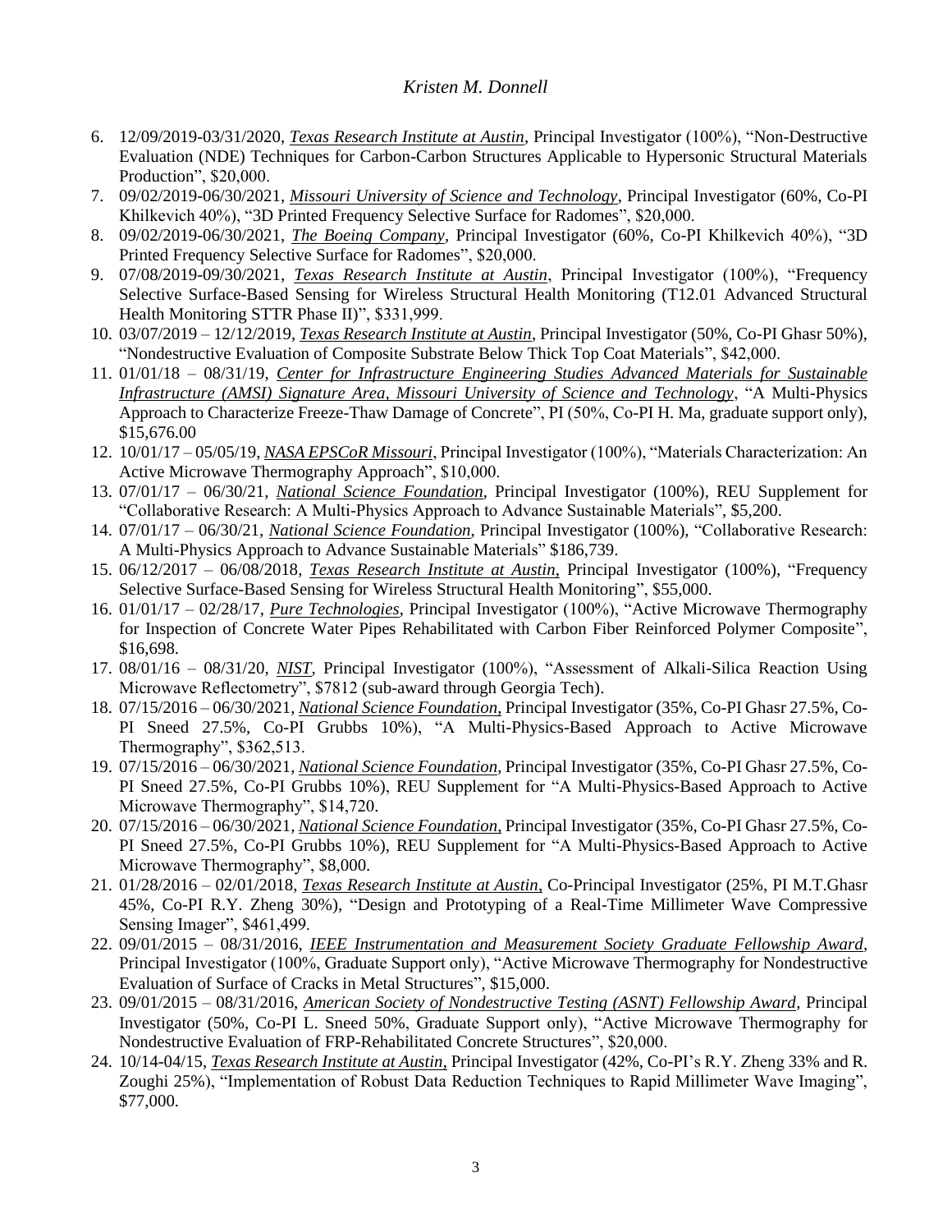6. 12/09/2019-03/31/2020, *Texas Research Institute at Austin*, Principal Investigator (100%), "Non-Destructive Evaluation (NDE) Techniques for Carbon-Carbon Structures Applicable to Hypersonic Structural Materials Production", $20,000.
7. 09/02/2019-06/30/2021, *Missouri University of Science and Technology*, Principal Investigator (60%, Co-PI Khilkevich 40%), "3D Printed Frequency Selective Surface for Radomes", $20,000.
8. 09/02/2019-06/30/2021, *The Boeing Company*, Principal Investigator (60%, Co-PI Khilkevich 40%), "3D Printed Frequency Selective Surface for Radomes", $20,000.
9. 07/08/2019-09/30/2021, *Texas Research Institute at Austin*, Principal Investigator (100%), "Frequency Selective Surface-Based Sensing for Wireless Structural Health Monitoring (T12.01 Advanced Structural Health Monitoring STTR Phase II)", $331,999.
10. 03/07/2019 – 12/12/2019, *Texas Research Institute at Austin*, Principal Investigator (50%, Co-PI Ghasr 50%), "Nondestructive Evaluation of Composite Substrate Below Thick Top Coat Materials", $42,000.
11. 01/01/18 – 08/31/19, *Center for Infrastructure Engineering Studies Advanced Materials for Sustainable Infrastructure (AMSI) Signature Area, Missouri University of Science and Technology*, "A Multi-Physics Approach to Characterize Freeze-Thaw Damage of Concrete", PI (50%, Co-PI H. Ma, graduate support only), $15,676.00
12. 10/01/17 – 05/05/19, *NASA EPSCoR Missouri*, Principal Investigator (100%), "Materials Characterization: An Active Microwave Thermography Approach", $10,000.
13. 07/01/17 – 06/30/21, *National Science Foundation*, Principal Investigator (100%), REU Supplement for "Collaborative Research: A Multi-Physics Approach to Advance Sustainable Materials", $5,200.
14. 07/01/17 – 06/30/21, *National Science Foundation*, Principal Investigator (100%), "Collaborative Research: A Multi-Physics Approach to Advance Sustainable Materials" $186,739.
15. 06/12/2017 – 06/08/2018, *Texas Research Institute at Austin*, Principal Investigator (100%), "Frequency Selective Surface-Based Sensing for Wireless Structural Health Monitoring", $55,000.
16. 01/01/17 – 02/28/17, *Pure Technologies*, Principal Investigator (100%), "Active Microwave Thermography for Inspection of Concrete Water Pipes Rehabilitated with Carbon Fiber Reinforced Polymer Composite", $16,698.
17. 08/01/16 – 08/31/20, *NIST*, Principal Investigator (100%), "Assessment of Alkali-Silica Reaction Using Microwave Reflectometry", $7812 (sub-award through Georgia Tech).
18. 07/15/2016 – 06/30/2021, *National Science Foundation*, Principal Investigator (35%, Co-PI Ghasr 27.5%, Co-PI Sneed 27.5%, Co-PI Grubbs 10%), "A Multi-Physics-Based Approach to Active Microwave Thermography", $362,513.
19. 07/15/2016 – 06/30/2021, *National Science Foundation*, Principal Investigator (35%, Co-PI Ghasr 27.5%, Co-PI Sneed 27.5%, Co-PI Grubbs 10%), REU Supplement for "A Multi-Physics-Based Approach to Active Microwave Thermography", $14,720.
20. 07/15/2016 – 06/30/2021, *National Science Foundation*, Principal Investigator (35%, Co-PI Ghasr 27.5%, Co-PI Sneed 27.5%, Co-PI Grubbs 10%), REU Supplement for "A Multi-Physics-Based Approach to Active Microwave Thermography", $8,000.
21. 01/28/2016 – 02/01/2018, *Texas Research Institute at Austin*, Co-Principal Investigator (25%, PI M.T.Ghasr 45%, Co-PI R.Y. Zheng 30%), "Design and Prototyping of a Real-Time Millimeter Wave Compressive Sensing Imager", $461,499.
22. 09/01/2015 – 08/31/2016, *IEEE Instrumentation and Measurement Society Graduate Fellowship Award*, Principal Investigator (100%, Graduate Support only), "Active Microwave Thermography for Nondestructive Evaluation of Surface of Cracks in Metal Structures", $15,000.
23. 09/01/2015 – 08/31/2016, *American Society of Nondestructive Testing (ASNT) Fellowship Award*, Principal Investigator (50%, Co-PI L. Sneed 50%, Graduate Support only), "Active Microwave Thermography for Nondestructive Evaluation of FRP-Rehabilitated Concrete Structures", $20,000.
24. 10/14-04/15, *Texas Research Institute at Austin*, Principal Investigator (42%, Co-PI's R.Y. Zheng 33% and R. Zoughi 25%), "Implementation of Robust Data Reduction Techniques to Rapid Millimeter Wave Imaging", $77,000.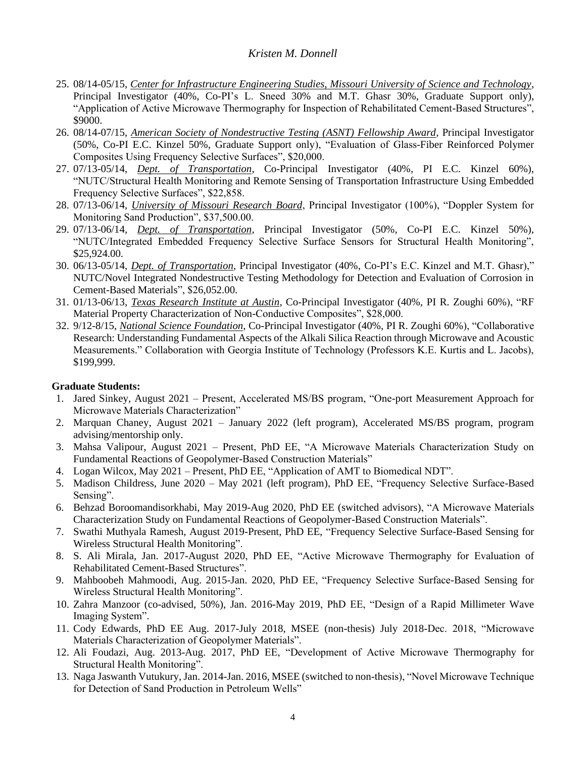25. 08/14-05/15, *Center for Infrastructure Engineering Studies, Missouri University of Science and Technology*, Principal Investigator (40%, Co-PI's L. Sneed 30% and M.T. Ghasr 30%, Graduate Support only), "Application of Active Microwave Thermography for Inspection of Rehabilitated Cement-Based Structures", $9000.
26. 08/14-07/15, *American Society of Nondestructive Testing (ASNT) Fellowship Award*, Principal Investigator (50%, Co-PI E.C. Kinzel 50%, Graduate Support only), "Evaluation of Glass-Fiber Reinforced Polymer Composites Using Frequency Selective Surfaces", $20,000.
27. 07/13-05/14, *Dept. of Transportation*, Co-Principal Investigator (40%, PI E.C. Kinzel 60%), "NUTC/Structural Health Monitoring and Remote Sensing of Transportation Infrastructure Using Embedded Frequency Selective Surfaces", $22,858.
28. 07/13-06/14, *University of Missouri Research Board*, Principal Investigator (100%), "Doppler System for Monitoring Sand Production", $37,500.00.
29. 07/13-06/14, *Dept. of Transportation*, Principal Investigator (50%, Co-PI E.C. Kinzel 50%), "NUTC/Integrated Embedded Frequency Selective Surface Sensors for Structural Health Monitoring", $25,924.00.
30. 06/13-05/14, *Dept. of Transportation*, Principal Investigator (40%, Co-PI's E.C. Kinzel and M.T. Ghasr)," NUTC/Novel Integrated Nondestructive Testing Methodology for Detection and Evaluation of Corrosion in Cement-Based Materials", $26,052.00.
31. 01/13-06/13, *Texas Research Institute at Austin*, Co-Principal Investigator (40%, PI R. Zoughi 60%), "RF Material Property Characterization of Non-Conductive Composites", $28,000.
32. 9/12-8/15, *National Science Foundation*, Co-Principal Investigator (40%, PI R. Zoughi 60%), "Collaborative Research: Understanding Fundamental Aspects of the Alkali Silica Reaction through Microwave and Acoustic Measurements." Collaboration with Georgia Institute of Technology (Professors K.E. Kurtis and L. Jacobs), $199,999.

**Graduate Students:**

1. Jared Sinkey, August 2021 – Present, Accelerated MS/BS program, "One-port Measurement Approach for Microwave Materials Characterization"
2. Marquan Chaney, August 2021 – January 2022 (left program), Accelerated MS/BS program, program advising/mentorship only.
3. Mahsa Valipour, August 2021 – Present, PhD EE, "A Microwave Materials Characterization Study on Fundamental Reactions of Geopolymer-Based Construction Materials"
4. Logan Wilcox, May 2021 – Present, PhD EE, "Application of AMT to Biomedical NDT".
5. Madison Childress, June 2020 – May 2021 (left program), PhD EE, "Frequency Selective Surface-Based Sensing".
6. Behzad Boroomandisorkhabi, May 2019-Aug 2020, PhD EE (switched advisors), "A Microwave Materials Characterization Study on Fundamental Reactions of Geopolymer-Based Construction Materials".
7. Swathi Muthyala Ramesh, August 2019-Present, PhD EE, "Frequency Selective Surface-Based Sensing for Wireless Structural Health Monitoring".
8. S. Ali Mirala, Jan. 2017-August 2020, PhD EE, "Active Microwave Thermography for Evaluation of Rehabilitated Cement-Based Structures".
9. Mahboobeh Mahmoodi, Aug. 2015-Jan. 2020, PhD EE, "Frequency Selective Surface-Based Sensing for Wireless Structural Health Monitoring".
10. Zahra Manzoor (co-advised, 50%), Jan. 2016-May 2019, PhD EE, "Design of a Rapid Millimeter Wave Imaging System".
11. Cody Edwards, PhD EE Aug. 2017-July 2018, MSEE (non-thesis) July 2018-Dec. 2018, "Microwave Materials Characterization of Geopolymer Materials".
12. Ali Foudazi, Aug. 2013-Aug. 2017, PhD EE, "Development of Active Microwave Thermography for Structural Health Monitoring".
13. Naga Jaswanth Vutukury, Jan. 2014-Jan. 2016, MSEE (switched to non-thesis), "Novel Microwave Technique for Detection of Sand Production in Petroleum Wells"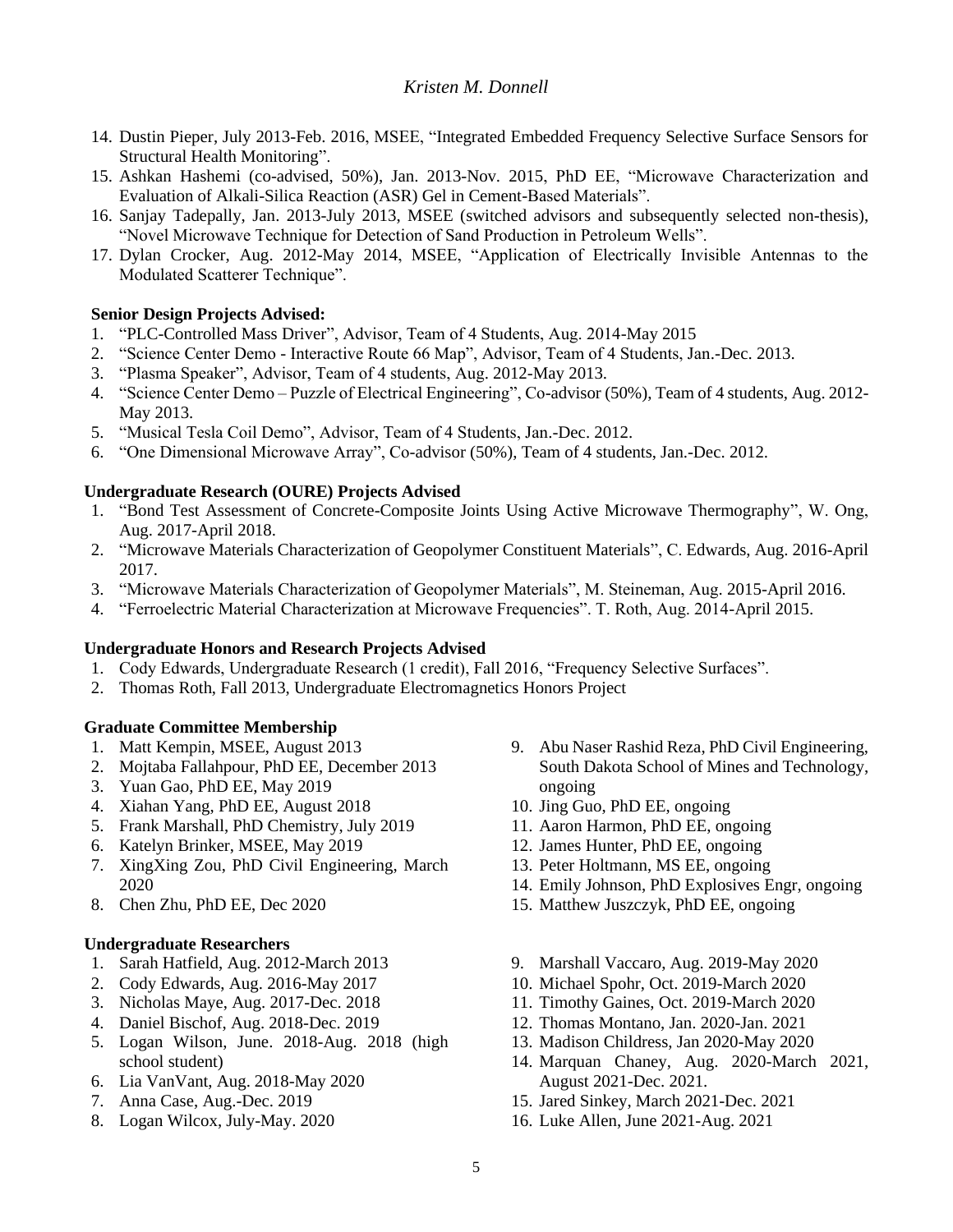14. Dustin Pieper, July 2013-Feb. 2016, MSEE, "Integrated Embedded Frequency Selective Surface Sensors for Structural Health Monitoring".
15. Ashkan Hashemi (co-advised, 50%), Jan. 2013-Nov. 2015, PhD EE, "Microwave Characterization and Evaluation of Alkali-Silica Reaction (ASR) Gel in Cement-Based Materials".
16. Sanjay Tadepally, Jan. 2013-July 2013, MSEE (switched advisors and subsequently selected non-thesis), "Novel Microwave Technique for Detection of Sand Production in Petroleum Wells".
17. Dylan Crocker, Aug. 2012-May 2014, MSEE, "Application of Electrically Invisible Antennas to the Modulated Scatterer Technique".

**Senior Design Projects Advised:**

1. "PLC-Controlled Mass Driver", Advisor, Team of 4 Students, Aug. 2014-May 2015
2. "Science Center Demo - Interactive Route 66 Map", Advisor, Team of 4 Students, Jan.-Dec. 2013.
3. "Plasma Speaker", Advisor, Team of 4 students, Aug. 2012-May 2013.
4. "Science Center Demo – Puzzle of Electrical Engineering", Co-advisor (50%), Team of 4 students, Aug. 2012-May 2013.
5. "Musical Tesla Coil Demo", Advisor, Team of 4 Students, Jan.-Dec. 2012.
6. "One Dimensional Microwave Array", Co-advisor (50%), Team of 4 students, Jan.-Dec. 2012.

**Undergraduate Research (OURE) Projects Advised**

1. "Bond Test Assessment of Concrete-Composite Joints Using Active Microwave Thermography", W. Ong, Aug. 2017-April 2018.
2. "Microwave Materials Characterization of Geopolymer Constituent Materials", C. Edwards, Aug. 2016-April 2017.
3. "Microwave Materials Characterization of Geopolymer Materials", M. Steineman, Aug. 2015-April 2016.
4. "Ferroelectric Material Characterization at Microwave Frequencies". T. Roth, Aug. 2014-April 2015.

**Undergraduate Honors and Research Projects Advised**

1. Cody Edwards, Undergraduate Research (1 credit), Fall 2016, "Frequency Selective Surfaces".
2. Thomas Roth, Fall 2013, Undergraduate Electromagnetics Honors Project

**Graduate Committee Membership**

1. Matt Kempin, MSEE, August 2013
2. Mojtaba Fallahpour, PhD EE, December 2013
3. Yuan Gao, PhD EE, May 2019
4. Xiahan Yang, PhD EE, August 2018
5. Frank Marshall, PhD Chemistry, July 2019
6. Katelyn Brinker, MSEE, May 2019
7. XingXing Zou, PhD Civil Engineering, March 2020
8. Chen Zhu, PhD EE, Dec 2020
9. Abu Naser Rashid Reza, PhD Civil Engineering, South Dakota School of Mines and Technology, ongoing
10. Jing Guo, PhD EE, ongoing
11. Aaron Harmon, PhD EE, ongoing
12. James Hunter, PhD EE, ongoing
13. Peter Holtmann, MS EE, ongoing
14. Emily Johnson, PhD Explosives Engr, ongoing
15. Matthew Juszczyk, PhD EE, ongoing

**Undergraduate Researchers**

1. Sarah Hatfield, Aug. 2012-March 2013
2. Cody Edwards, Aug. 2016-May 2017
3. Nicholas Maye, Aug. 2017-Dec. 2018
4. Daniel Bischof, Aug. 2018-Dec. 2019
5. Logan Wilson, June. 2018-Aug. 2018 (high school student)
6. Lia VanVant, Aug. 2018-May 2020
7. Anna Case, Aug.-Dec. 2019
8. Logan Wilcox, July-May. 2020
9. Marshall Vaccaro, Aug. 2019-May 2020
10. Michael Spohr, Oct. 2019-March 2020
11. Timothy Gaines, Oct. 2019-March 2020
12. Thomas Montano, Jan. 2020-Jan. 2021
13. Madison Childress, Jan 2020-May 2020
14. Marquan Chaney, Aug. 2020-March 2021, August 2021-Dec. 2021.
15. Jared Sinkey, March 2021-Dec. 2021
16. Luke Allen, June 2021-Aug. 2021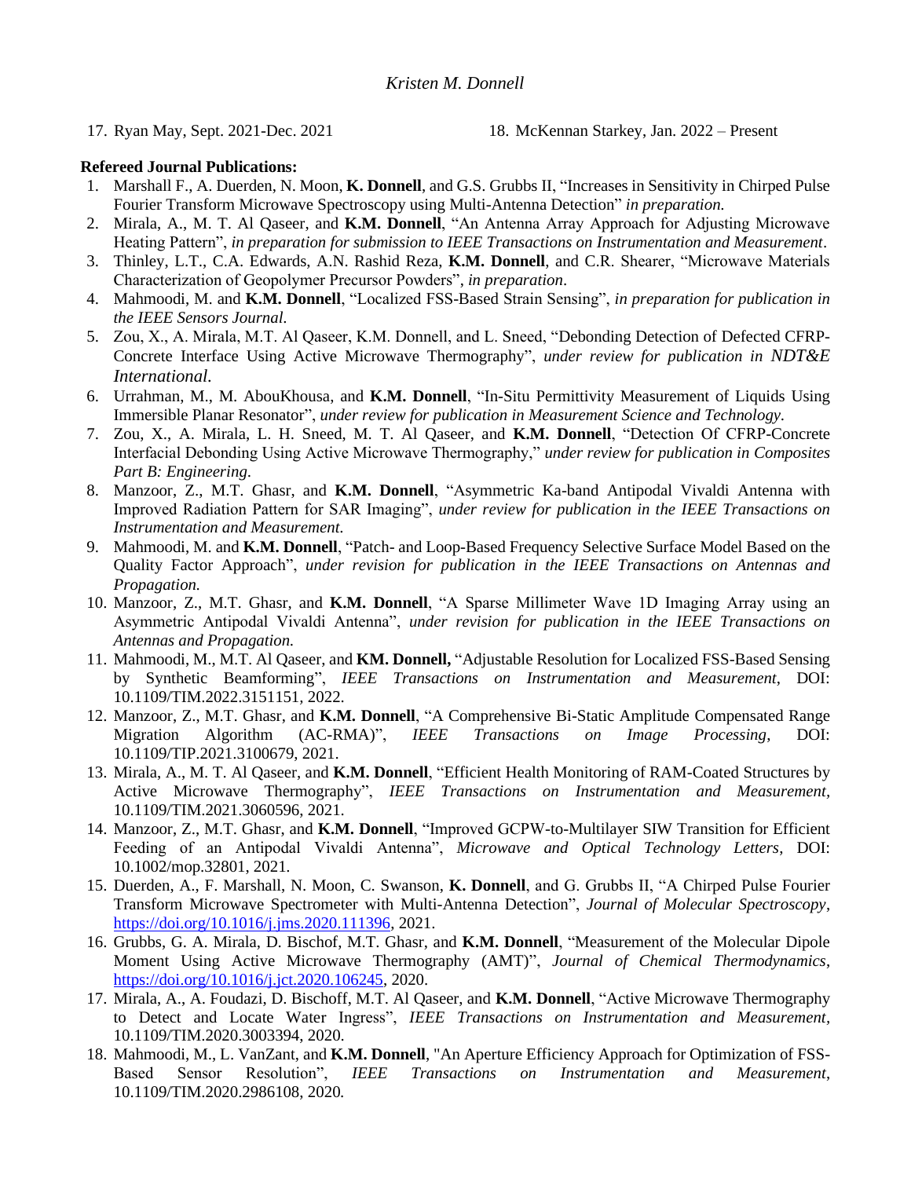17. Ryan May, Sept. 2021-Dec. 2021
18. McKennan Starkey, Jan. 2022 – Present

**Refereed Journal Publications:**

1. Marshall F., A. Duerden, N. Moon, **K. Donnell**, and G.S. Grubbs II, "Increases in Sensitivity in Chirped Pulse Fourier Transform Microwave Spectroscopy using Multi-Antenna Detection" *in preparation.*
2. Mirala, A., M. T. Al Qaseer, and **K.M. Donnell**, "An Antenna Array Approach for Adjusting Microwave Heating Pattern", *in preparation for submission to IEEE Transactions on Instrumentation and Measurement*.
3. Thinley, L.T., C.A. Edwards, A.N. Rashid Reza, **K.M. Donnell**, and C.R. Shearer, "Microwave Materials Characterization of Geopolymer Precursor Powders", *in preparation*.
4. Mahmoodi, M. and **K.M. Donnell**, "Localized FSS-Based Strain Sensing", *in preparation for publication in the IEEE Sensors Journal.*
5. Zou, X., A. Mirala, M.T. Al Qaseer, K.M. Donnell, and L. Sneed, "Debonding Detection of Defected CFRP-Concrete Interface Using Active Microwave Thermography", *under review for publication in NDT&E International.*
6. Urrahman, M., M. AbouKhousa, and **K.M. Donnell**, "In-Situ Permittivity Measurement of Liquids Using Immersible Planar Resonator", *under review for publication in Measurement Science and Technology.*
7. Zou, X., A. Mirala, L. H. Sneed, M. T. Al Qaseer, and **K.M. Donnell**, "Detection Of CFRP-Concrete Interfacial Debonding Using Active Microwave Thermography," *under review for publication in Composites Part B: Engineering*.
8. Manzoor, Z., M.T. Ghasr, and **K.M. Donnell**, "Asymmetric Ka-band Antipodal Vivaldi Antenna with Improved Radiation Pattern for SAR Imaging", *under review for publication in the IEEE Transactions on Instrumentation and Measurement.*
9. Mahmoodi, M. and **K.M. Donnell**, "Patch- and Loop-Based Frequency Selective Surface Model Based on the Quality Factor Approach", *under revision for publication in the IEEE Transactions on Antennas and Propagation.*
10. Manzoor, Z., M.T. Ghasr, and **K.M. Donnell**, "A Sparse Millimeter Wave 1D Imaging Array using an Asymmetric Antipodal Vivaldi Antenna", *under revision for publication in the IEEE Transactions on Antennas and Propagation.*
11. Mahmoodi, M., M.T. Al Qaseer, and **KM. Donnell,** "Adjustable Resolution for Localized FSS-Based Sensing by Synthetic Beamforming", *IEEE Transactions on Instrumentation and Measurement*, DOI: 10.1109/TIM.2022.3151151, 2022.
12. Manzoor, Z., M.T. Ghasr, and **K.M. Donnell**, "A Comprehensive Bi-Static Amplitude Compensated Range Migration Algorithm (AC-RMA)", *IEEE Transactions on Image Processing*, DOI: 10.1109/TIP.2021.3100679, 2021.
13. Mirala, A., M. T. Al Qaseer, and **K.M. Donnell**, "Efficient Health Monitoring of RAM-Coated Structures by Active Microwave Thermography", *IEEE Transactions on Instrumentation and Measurement*, 10.1109/TIM.2021.3060596, 2021.
14. Manzoor, Z., M.T. Ghasr, and **K.M. Donnell**, "Improved GCPW-to-Multilayer SIW Transition for Efficient Feeding of an Antipodal Vivaldi Antenna", *Microwave and Optical Technology Letters*, DOI: 10.1002/mop.32801, 2021.
15. Duerden, A., F. Marshall, N. Moon, C. Swanson, **K. Donnell**, and G. Grubbs II, "A Chirped Pulse Fourier Transform Microwave Spectrometer with Multi-Antenna Detection", *Journal of Molecular Spectroscopy*, https://doi.org/10.1016/j.jms.2020.111396, 2021.
16. Grubbs, G. A. Mirala, D. Bischof, M.T. Ghasr, and **K.M. Donnell**, "Measurement of the Molecular Dipole Moment Using Active Microwave Thermography (AMT)", *Journal of Chemical Thermodynamics*, https://doi.org/10.1016/j.jct.2020.106245, 2020.
17. Mirala, A., A. Foudazi, D. Bischoff, M.T. Al Qaseer, and **K.M. Donnell**, "Active Microwave Thermography to Detect and Locate Water Ingress", *IEEE Transactions on Instrumentation and Measurement*, 10.1109/TIM.2020.3003394, 2020.
18. Mahmoodi, M., L. VanZant, and **K.M. Donnell**, "An Aperture Efficiency Approach for Optimization of FSS-Based Sensor Resolution", *IEEE Transactions on Instrumentation and Measurement*, 10.1109/TIM.2020.2986108, 2020.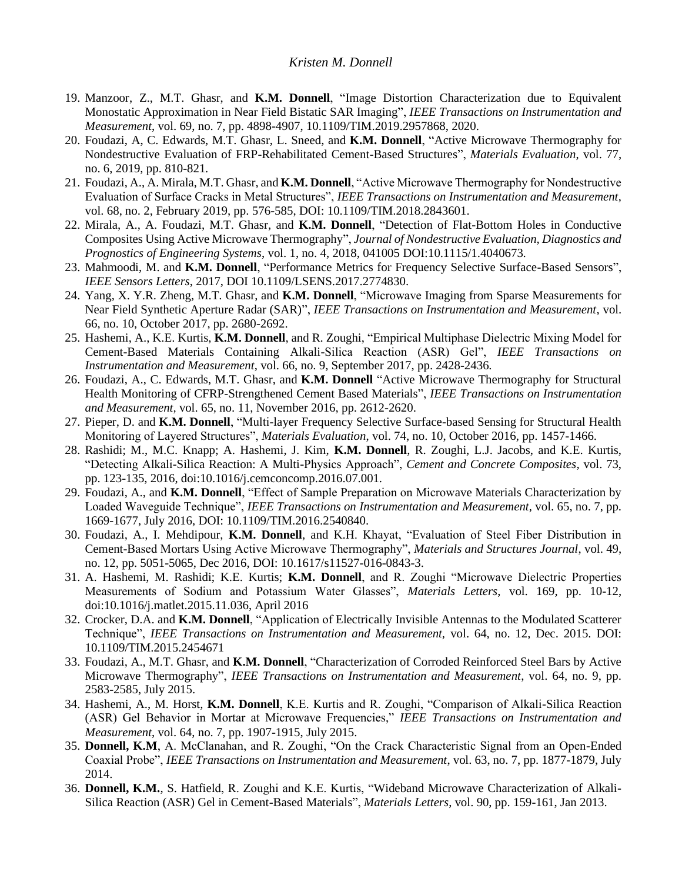19. Manzoor, Z., M.T. Ghasr, and **K.M. Donnell**, "Image Distortion Characterization due to Equivalent Monostatic Approximation in Near Field Bistatic SAR Imaging", *IEEE Transactions on Instrumentation and Measurement*, vol. 69, no. 7, pp. 4898-4907, 10.1109/TIM.2019.2957868, 2020.
20. Foudazi, A, C. Edwards, M.T. Ghasr, L. Sneed, and **K.M. Donnell**, "Active Microwave Thermography for Nondestructive Evaluation of FRP-Rehabilitated Cement-Based Structures", *Materials Evaluation*, vol. 77, no. 6, 2019, pp. 810-821.
21. Foudazi, A., A. Mirala, M.T. Ghasr, and **K.M. Donnell**, "Active Microwave Thermography for Nondestructive Evaluation of Surface Cracks in Metal Structures", *IEEE Transactions on Instrumentation and Measurement*, vol. 68, no. 2, February 2019, pp. 576-585, DOI: 10.1109/TIM.2018.2843601.
22. Mirala, A., A. Foudazi, M.T. Ghasr, and **K.M. Donnell**, "Detection of Flat-Bottom Holes in Conductive Composites Using Active Microwave Thermography", *Journal of Nondestructive Evaluation, Diagnostics and Prognostics of Engineering Systems*, vol. 1, no. 4, 2018, 041005 DOI:10.1115/1.4040673.
23. Mahmoodi, M. and **K.M. Donnell**, "Performance Metrics for Frequency Selective Surface-Based Sensors", *IEEE Sensors Letters*, 2017, DOI 10.1109/LSENS.2017.2774830.
24. Yang, X. Y.R. Zheng, M.T. Ghasr, and **K.M. Donnell**, "Microwave Imaging from Sparse Measurements for Near Field Synthetic Aperture Radar (SAR)", *IEEE Transactions on Instrumentation and Measurement*, vol. 66, no. 10, October 2017, pp. 2680-2692.
25. Hashemi, A., K.E. Kurtis, **K.M. Donnell**, and R. Zoughi, "Empirical Multiphase Dielectric Mixing Model for Cement-Based Materials Containing Alkali-Silica Reaction (ASR) Gel", *IEEE Transactions on Instrumentation and Measurement*, vol. 66, no. 9, September 2017, pp. 2428-2436.
26. Foudazi, A., C. Edwards, M.T. Ghasr, and **K.M. Donnell** "Active Microwave Thermography for Structural Health Monitoring of CFRP-Strengthened Cement Based Materials", *IEEE Transactions on Instrumentation and Measurement*, vol. 65, no. 11, November 2016, pp. 2612-2620.
27. Pieper, D. and **K.M. Donnell**, "Multi-layer Frequency Selective Surface-based Sensing for Structural Health Monitoring of Layered Structures", *Materials Evaluation*, vol. 74, no. 10, October 2016, pp. 1457-1466.
28. Rashidi; M., M.C. Knapp; A. Hashemi, J. Kim, **K.M. Donnell**, R. Zoughi, L.J. Jacobs, and K.E. Kurtis, "Detecting Alkali-Silica Reaction: A Multi-Physics Approach", *Cement and Concrete Composites*, vol. 73, pp. 123-135, 2016, doi:10.1016/j.cemconcomp.2016.07.001.
29. Foudazi, A., and **K.M. Donnell**, "Effect of Sample Preparation on Microwave Materials Characterization by Loaded Waveguide Technique", *IEEE Transactions on Instrumentation and Measurement*, vol. 65, no. 7, pp. 1669-1677, July 2016, DOI: 10.1109/TIM.2016.2540840.
30. Foudazi, A., I. Mehdipour, **K.M. Donnell**, and K.H. Khayat, "Evaluation of Steel Fiber Distribution in Cement-Based Mortars Using Active Microwave Thermography", *Materials and Structures Journal*, vol. 49, no. 12, pp. 5051-5065, Dec 2016, DOI: 10.1617/s11527-016-0843-3.
31. A. Hashemi, M. Rashidi; K.E. Kurtis; **K.M. Donnell**, and R. Zoughi "Microwave Dielectric Properties Measurements of Sodium and Potassium Water Glasses", *Materials Letters*, vol. 169, pp. 10-12, doi:10.1016/j.matlet.2015.11.036, April 2016
32. Crocker, D.A. and **K.M. Donnell**, "Application of Electrically Invisible Antennas to the Modulated Scatterer Technique", *IEEE Transactions on Instrumentation and Measurement*, vol. 64, no. 12, Dec. 2015. DOI: 10.1109/TIM.2015.2454671
33. Foudazi, A., M.T. Ghasr, and **K.M. Donnell**, "Characterization of Corroded Reinforced Steel Bars by Active Microwave Thermography", *IEEE Transactions on Instrumentation and Measurement*, vol. 64, no. 9, pp. 2583-2585, July 2015.
34. Hashemi, A., M. Horst, **K.M. Donnell**, K.E. Kurtis and R. Zoughi, "Comparison of Alkali-Silica Reaction (ASR) Gel Behavior in Mortar at Microwave Frequencies," *IEEE Transactions on Instrumentation and Measurement*, vol. 64, no. 7, pp. 1907-1915, July 2015.
35. **Donnell, K.M**, A. McClanahan, and R. Zoughi, "On the Crack Characteristic Signal from an Open-Ended Coaxial Probe", *IEEE Transactions on Instrumentation and Measurement*, vol. 63, no. 7, pp. 1877-1879, July 2014.
36. **Donnell, K.M.**, S. Hatfield, R. Zoughi and K.E. Kurtis, "Wideband Microwave Characterization of Alkali-Silica Reaction (ASR) Gel in Cement-Based Materials", *Materials Letters*, vol. 90, pp. 159-161, Jan 2013.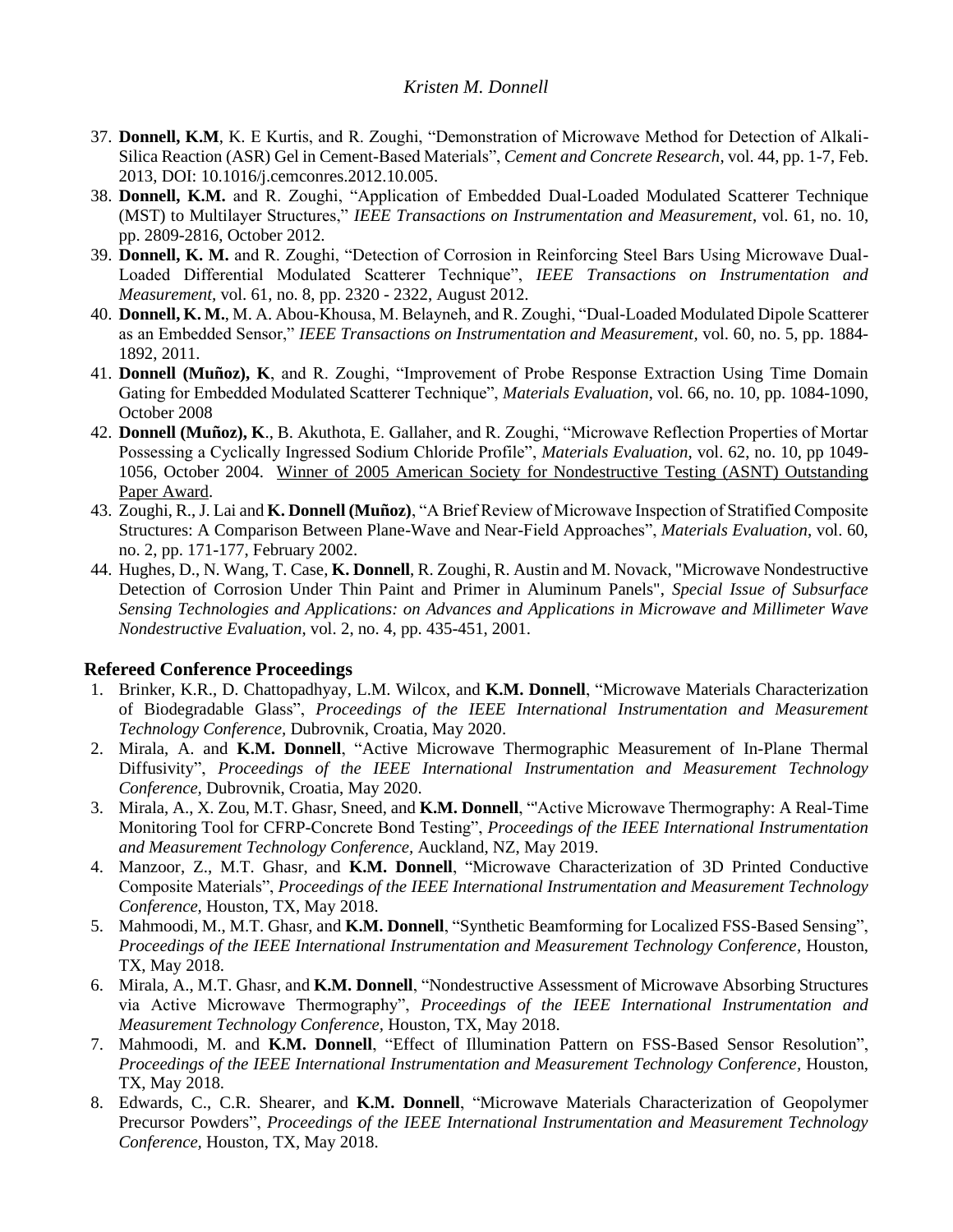37. **Donnell, K.M**, K. E Kurtis, and R. Zoughi, "Demonstration of Microwave Method for Detection of Alkali-Silica Reaction (ASR) Gel in Cement-Based Materials", *Cement and Concrete Research*, vol. 44, pp. 1-7, Feb. 2013, DOI: 10.1016/j.cemconres.2012.10.005.
38. **Donnell, K.M.** and R. Zoughi, "Application of Embedded Dual-Loaded Modulated Scatterer Technique (MST) to Multilayer Structures," *IEEE Transactions on Instrumentation and Measurement*, vol. 61, no. 10, pp. 2809-2816, October 2012.
39. **Donnell, K. M.** and R. Zoughi, "Detection of Corrosion in Reinforcing Steel Bars Using Microwave Dual-Loaded Differential Modulated Scatterer Technique", *IEEE Transactions on Instrumentation and Measurement,* vol. 61, no. 8, pp. 2320 - 2322, August 2012.
40. **Donnell, K. M.**, M. A. Abou-Khousa, M. Belayneh, and R. Zoughi, "Dual-Loaded Modulated Dipole Scatterer as an Embedded Sensor," *IEEE Transactions on Instrumentation and Measurement*, vol. 60, no. 5, pp. 1884-1892, 2011.
41. **Donnell (Muñoz), K**, and R. Zoughi, "Improvement of Probe Response Extraction Using Time Domain Gating for Embedded Modulated Scatterer Technique", *Materials Evaluation*, vol. 66, no. 10, pp. 1084-1090, October 2008
42. **Donnell (Muñoz), K**., B. Akuthota, E. Gallaher, and R. Zoughi, "Microwave Reflection Properties of Mortar Possessing a Cyclically Ingressed Sodium Chloride Profile", *Materials Evaluation*, vol. 62, no. 10, pp 1049-1056, October 2004. Winner of 2005 American Society for Nondestructive Testing (ASNT) Outstanding Paper Award.
43. Zoughi, R., J. Lai and **K. Donnell (Muñoz)**, "A Brief Review of Microwave Inspection of Stratified Composite Structures: A Comparison Between Plane-Wave and Near-Field Approaches", *Materials Evaluation*, vol. 60, no. 2, pp. 171-177, February 2002.
44. Hughes, D., N. Wang, T. Case, **K. Donnell**, R. Zoughi, R. Austin and M. Novack, "Microwave Nondestructive Detection of Corrosion Under Thin Paint and Primer in Aluminum Panels", *Special Issue of Subsurface Sensing Technologies and Applications: on Advances and Applications in Microwave and Millimeter Wave Nondestructive Evaluation*, vol. 2, no. 4, pp. 435-451, 2001.

## Refereed Conference Proceedings

1. Brinker, K.R., D. Chattopadhyay, L.M. Wilcox, and **K.M. Donnell**, "Microwave Materials Characterization of Biodegradable Glass", *Proceedings of the IEEE International Instrumentation and Measurement Technology Conference,* Dubrovnik, Croatia, May 2020.
2. Mirala, A. and **K.M. Donnell**, "Active Microwave Thermographic Measurement of In-Plane Thermal Diffusivity", *Proceedings of the IEEE International Instrumentation and Measurement Technology Conference,* Dubrovnik, Croatia, May 2020.
3. Mirala, A., X. Zou, M.T. Ghasr, Sneed, and **K.M. Donnell**, ""Active Microwave Thermography: A Real-Time Monitoring Tool for CFRP-Concrete Bond Testing", *Proceedings of the IEEE International Instrumentation and Measurement Technology Conference,* Auckland, NZ, May 2019.
4. Manzoor, Z., M.T. Ghasr, and **K.M. Donnell**, "Microwave Characterization of 3D Printed Conductive Composite Materials", *Proceedings of the IEEE International Instrumentation and Measurement Technology Conference,* Houston, TX, May 2018.
5. Mahmoodi, M., M.T. Ghasr, and **K.M. Donnell**, "Synthetic Beamforming for Localized FSS-Based Sensing", *Proceedings of the IEEE International Instrumentation and Measurement Technology Conference,* Houston, TX, May 2018.
6. Mirala, A., M.T. Ghasr, and **K.M. Donnell**, "Nondestructive Assessment of Microwave Absorbing Structures via Active Microwave Thermography", *Proceedings of the IEEE International Instrumentation and Measurement Technology Conference,* Houston, TX, May 2018.
7. Mahmoodi, M. and **K.M. Donnell**, "Effect of Illumination Pattern on FSS-Based Sensor Resolution", *Proceedings of the IEEE International Instrumentation and Measurement Technology Conference,* Houston, TX, May 2018.
8. Edwards, C., C.R. Shearer, and **K.M. Donnell**, "Microwave Materials Characterization of Geopolymer Precursor Powders", *Proceedings of the IEEE International Instrumentation and Measurement Technology Conference,* Houston, TX, May 2018.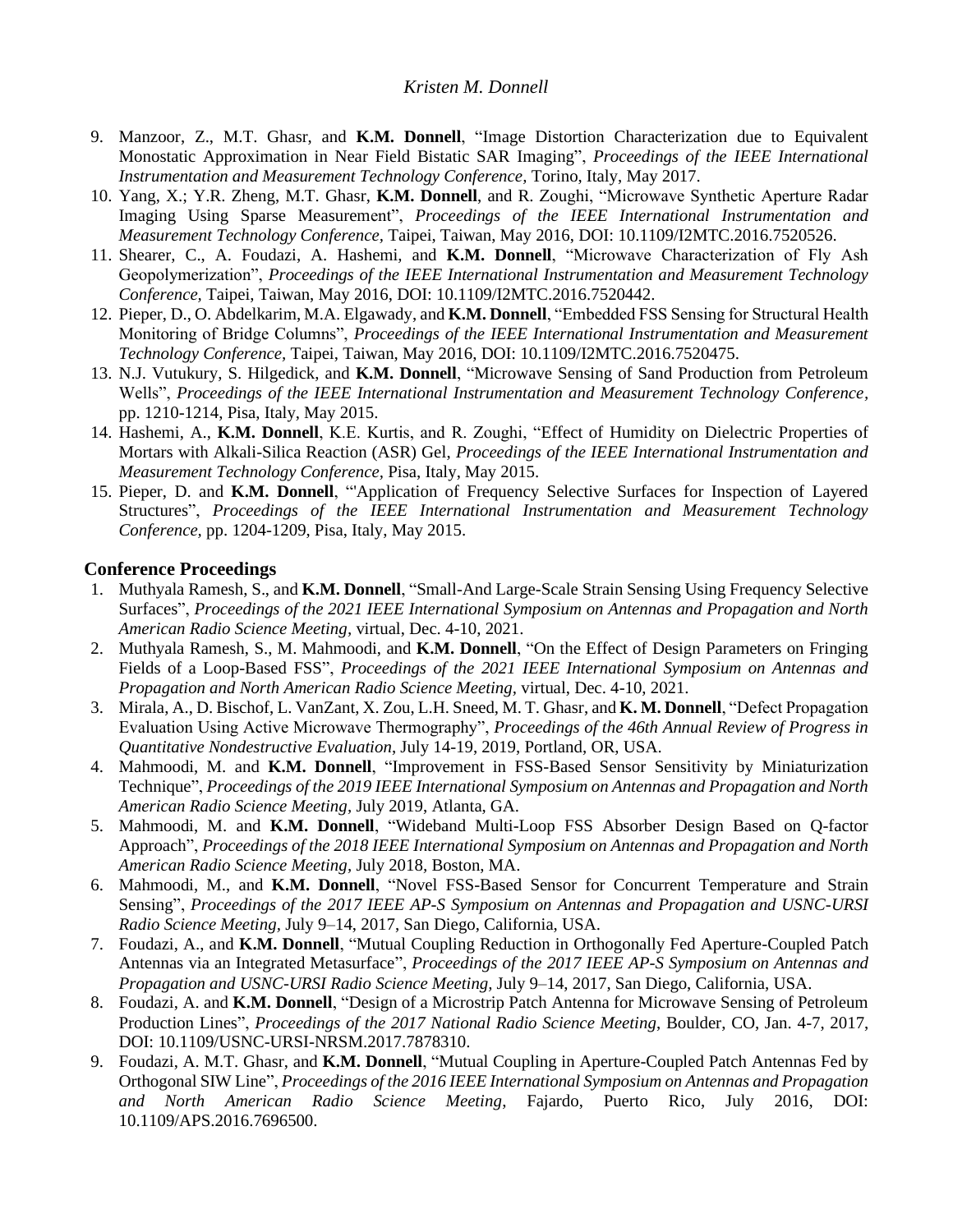9. Manzoor, Z., M.T. Ghasr, and **K.M. Donnell**, "Image Distortion Characterization due to Equivalent Monostatic Approximation in Near Field Bistatic SAR Imaging", *Proceedings of the IEEE International Instrumentation and Measurement Technology Conference*, Torino, Italy, May 2017.
10. Yang, X.; Y.R. Zheng, M.T. Ghasr, **K.M. Donnell**, and R. Zoughi, "Microwave Synthetic Aperture Radar Imaging Using Sparse Measurement", *Proceedings of the IEEE International Instrumentation and Measurement Technology Conference*, Taipei, Taiwan, May 2016, DOI: 10.1109/I2MTC.2016.7520526.
11. Shearer, C., A. Foudazi, A. Hashemi, and **K.M. Donnell**, "Microwave Characterization of Fly Ash Geopolymerization", *Proceedings of the IEEE International Instrumentation and Measurement Technology Conference*, Taipei, Taiwan, May 2016, DOI: 10.1109/I2MTC.2016.7520442.
12. Pieper, D., O. Abdelkarim, M.A. Elgawady, and **K.M. Donnell**, "Embedded FSS Sensing for Structural Health Monitoring of Bridge Columns", *Proceedings of the IEEE International Instrumentation and Measurement Technology Conference*, Taipei, Taiwan, May 2016, DOI: 10.1109/I2MTC.2016.7520475.
13. N.J. Vutukury, S. Hilgedick, and **K.M. Donnell**, "Microwave Sensing of Sand Production from Petroleum Wells", *Proceedings of the IEEE International Instrumentation and Measurement Technology Conference*, pp. 1210-1214, Pisa, Italy, May 2015.
14. Hashemi, A., **K.M. Donnell**, K.E. Kurtis, and R. Zoughi, "Effect of Humidity on Dielectric Properties of Mortars with Alkali-Silica Reaction (ASR) Gel, *Proceedings of the IEEE International Instrumentation and Measurement Technology Conference*, Pisa, Italy, May 2015.
15. Pieper, D. and **K.M. Donnell**, "'Application of Frequency Selective Surfaces for Inspection of Layered Structures", *Proceedings of the IEEE International Instrumentation and Measurement Technology Conference*, pp. 1204-1209, Pisa, Italy, May 2015.

## Conference Proceedings

1. Muthyala Ramesh, S., and **K.M. Donnell**, "Small-And Large-Scale Strain Sensing Using Frequency Selective Surfaces", *Proceedings of the 2021 IEEE International Symposium on Antennas and Propagation and North American Radio Science Meeting*, virtual, Dec. 4-10, 2021.
2. Muthyala Ramesh, S., M. Mahmoodi, and **K.M. Donnell**, "On the Effect of Design Parameters on Fringing Fields of a Loop-Based FSS", *Proceedings of the 2021 IEEE International Symposium on Antennas and Propagation and North American Radio Science Meeting*, virtual, Dec. 4-10, 2021.
3. Mirala, A., D. Bischof, L. VanZant, X. Zou, L.H. Sneed, M. T. Ghasr, and **K. M. Donnell**, "Defect Propagation Evaluation Using Active Microwave Thermography", *Proceedings of the 46th Annual Review of Progress in Quantitative Nondestructive Evaluation*, July 14-19, 2019, Portland, OR, USA.
4. Mahmoodi, M. and **K.M. Donnell**, "Improvement in FSS-Based Sensor Sensitivity by Miniaturization Technique", *Proceedings of the 2019 IEEE International Symposium on Antennas and Propagation and North American Radio Science Meeting*, July 2019, Atlanta, GA.
5. Mahmoodi, M. and **K.M. Donnell**, "Wideband Multi-Loop FSS Absorber Design Based on Q-factor Approach", *Proceedings of the 2018 IEEE International Symposium on Antennas and Propagation and North American Radio Science Meeting*, July 2018, Boston, MA.
6. Mahmoodi, M., and **K.M. Donnell**, "Novel FSS-Based Sensor for Concurrent Temperature and Strain Sensing", *Proceedings of the 2017 IEEE AP-S Symposium on Antennas and Propagation and USNC-URSI Radio Science Meeting*, July 9–14, 2017, San Diego, California, USA.
7. Foudazi, A., and **K.M. Donnell**, "Mutual Coupling Reduction in Orthogonally Fed Aperture-Coupled Patch Antennas via an Integrated Metasurface", *Proceedings of the 2017 IEEE AP-S Symposium on Antennas and Propagation and USNC-URSI Radio Science Meeting*, July 9–14, 2017, San Diego, California, USA.
8. Foudazi, A. and **K.M. Donnell**, "Design of a Microstrip Patch Antenna for Microwave Sensing of Petroleum Production Lines", *Proceedings of the 2017 National Radio Science Meeting*, Boulder, CO, Jan. 4-7, 2017, DOI: 10.1109/USNC-URSI-NRSM.2017.7878310.
9. Foudazi, A. M.T. Ghasr, and **K.M. Donnell**, "Mutual Coupling in Aperture-Coupled Patch Antennas Fed by Orthogonal SIW Line", *Proceedings of the 2016 IEEE International Symposium on Antennas and Propagation and North American Radio Science Meeting*, Fajardo, Puerto Rico, July 2016, DOI: 10.1109/APS.2016.7696500.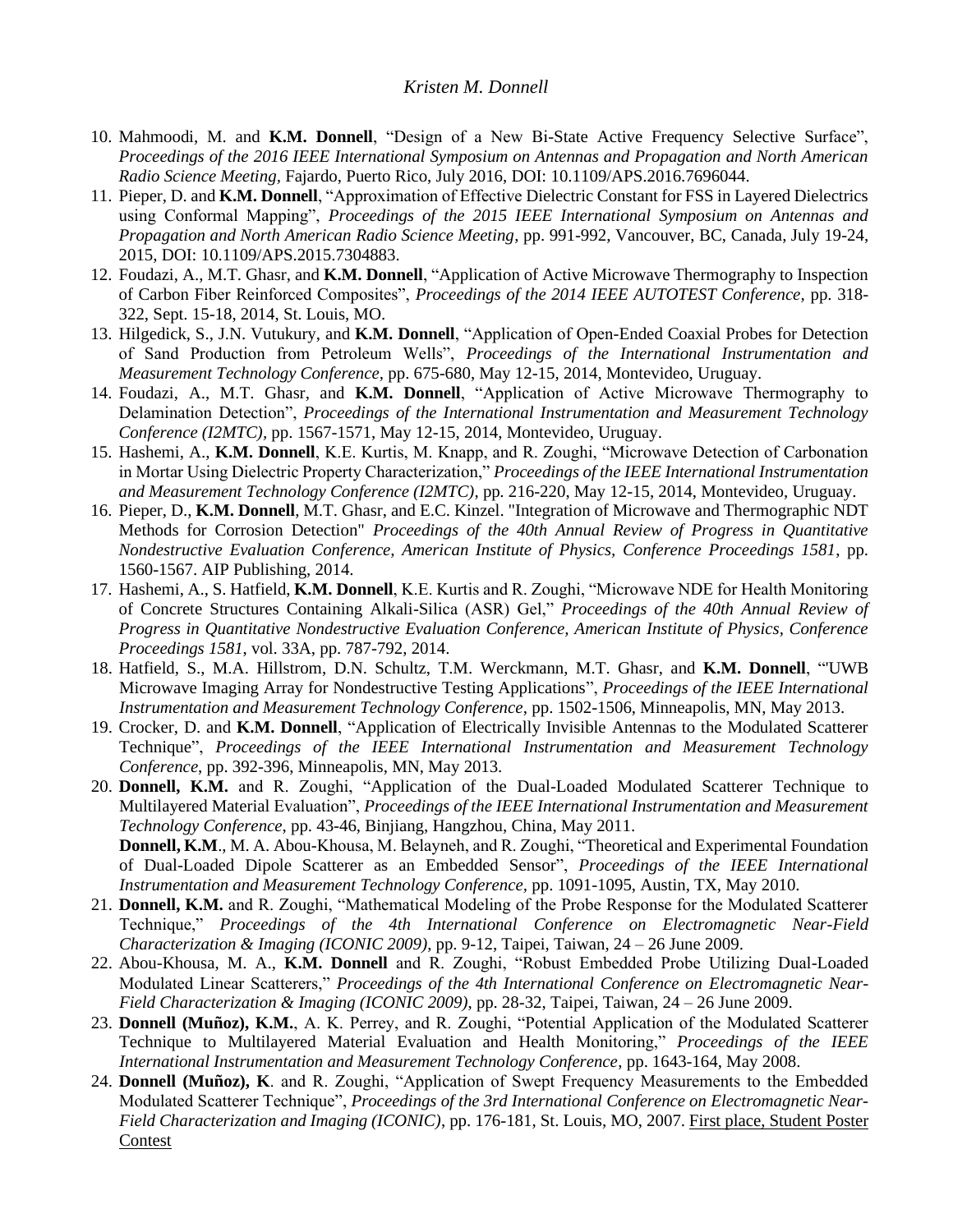10. Mahmoodi, M. and **K.M. Donnell**, "Design of a New Bi-State Active Frequency Selective Surface", *Proceedings of the 2016 IEEE International Symposium on Antennas and Propagation and North American Radio Science Meeting*, Fajardo, Puerto Rico, July 2016, DOI: 10.1109/APS.2016.7696044.
11. Pieper, D. and **K.M. Donnell**, "Approximation of Effective Dielectric Constant for FSS in Layered Dielectrics using Conformal Mapping", *Proceedings of the 2015 IEEE International Symposium on Antennas and Propagation and North American Radio Science Meeting*, pp. 991-992, Vancouver, BC, Canada, July 19-24, 2015, DOI: 10.1109/APS.2015.7304883.
12. Foudazi, A., M.T. Ghasr, and **K.M. Donnell**, "Application of Active Microwave Thermography to Inspection of Carbon Fiber Reinforced Composites", *Proceedings of the 2014 IEEE AUTOTEST Conference*, pp. 318-322, Sept. 15-18, 2014, St. Louis, MO.
13. Hilgedick, S., J.N. Vutukury, and **K.M. Donnell**, "Application of Open-Ended Coaxial Probes for Detection of Sand Production from Petroleum Wells", *Proceedings of the International Instrumentation and Measurement Technology Conference*, pp. 675-680, May 12-15, 2014, Montevideo, Uruguay.
14. Foudazi, A., M.T. Ghasr, and **K.M. Donnell**, "Application of Active Microwave Thermography to Delamination Detection", *Proceedings of the International Instrumentation and Measurement Technology Conference (I2MTC)*, pp. 1567-1571, May 12-15, 2014, Montevideo, Uruguay.
15. Hashemi, A., **K.M. Donnell**, K.E. Kurtis, M. Knapp, and R. Zoughi, "Microwave Detection of Carbonation in Mortar Using Dielectric Property Characterization," *Proceedings of the IEEE International Instrumentation and Measurement Technology Conference (I2MTC)*, pp. 216-220, May 12-15, 2014, Montevideo, Uruguay.
16. Pieper, D., **K.M. Donnell**, M.T. Ghasr, and E.C. Kinzel. "Integration of Microwave and Thermographic NDT Methods for Corrosion Detection" *Proceedings of the 40th Annual Review of Progress in Quantitative Nondestructive Evaluation Conference, American Institute of Physics, Conference Proceedings 1581*, pp. 1560-1567. AIP Publishing, 2014.
17. Hashemi, A., S. Hatfield, **K.M. Donnell**, K.E. Kurtis and R. Zoughi, "Microwave NDE for Health Monitoring of Concrete Structures Containing Alkali-Silica (ASR) Gel," *Proceedings of the 40th Annual Review of Progress in Quantitative Nondestructive Evaluation Conference, American Institute of Physics, Conference Proceedings 1581*, vol. 33A, pp. 787-792, 2014.
18. Hatfield, S., M.A. Hillstrom, D.N. Schultz, T.M. Werckmann, M.T. Ghasr, and **K.M. Donnell**, "'UWB Microwave Imaging Array for Nondestructive Testing Applications", *Proceedings of the IEEE International Instrumentation and Measurement Technology Conference*, pp. 1502-1506, Minneapolis, MN, May 2013.
19. Crocker, D. and **K.M. Donnell**, "Application of Electrically Invisible Antennas to the Modulated Scatterer Technique", *Proceedings of the IEEE International Instrumentation and Measurement Technology Conference*, pp. 392-396, Minneapolis, MN, May 2013.
20. **Donnell, K.M.** and R. Zoughi, "Application of the Dual-Loaded Modulated Scatterer Technique to Multilayered Material Evaluation", *Proceedings of the IEEE International Instrumentation and Measurement Technology Conference*, pp. 43-46, Binjiang, Hangzhou, China, May 2011.
    **Donnell, K.M**., M. A. Abou-Khousa, M. Belayneh, and R. Zoughi, "Theoretical and Experimental Foundation of Dual-Loaded Dipole Scatterer as an Embedded Sensor", *Proceedings of the IEEE International Instrumentation and Measurement Technology Conference*, pp. 1091-1095, Austin, TX, May 2010.
21. **Donnell, K.M.** and R. Zoughi, "Mathematical Modeling of the Probe Response for the Modulated Scatterer Technique," *Proceedings of the 4th International Conference on Electromagnetic Near-Field Characterization & Imaging (ICONIC 2009)*, pp. 9-12, Taipei, Taiwan, 24 – 26 June 2009.
22. Abou-Khousa, M. A., **K.M. Donnell** and R. Zoughi, "Robust Embedded Probe Utilizing Dual-Loaded Modulated Linear Scatterers," *Proceedings of the 4th International Conference on Electromagnetic Near-Field Characterization & Imaging (ICONIC 2009)*, pp. 28-32, Taipei, Taiwan, 24 – 26 June 2009.
23. **Donnell (Muñoz), K.M.**, A. K. Perrey, and R. Zoughi, "Potential Application of the Modulated Scatterer Technique to Multilayered Material Evaluation and Health Monitoring," *Proceedings of the IEEE International Instrumentation and Measurement Technology Conference*, pp. 1643-164, May 2008.
24. **Donnell (Muñoz), K**. and R. Zoughi, "Application of Swept Frequency Measurements to the Embedded Modulated Scatterer Technique", *Proceedings of the 3rd International Conference on Electromagnetic Near-Field Characterization and Imaging (ICONIC)*, pp. 176-181, St. Louis, MO, 2007. First place, Student Poster Contest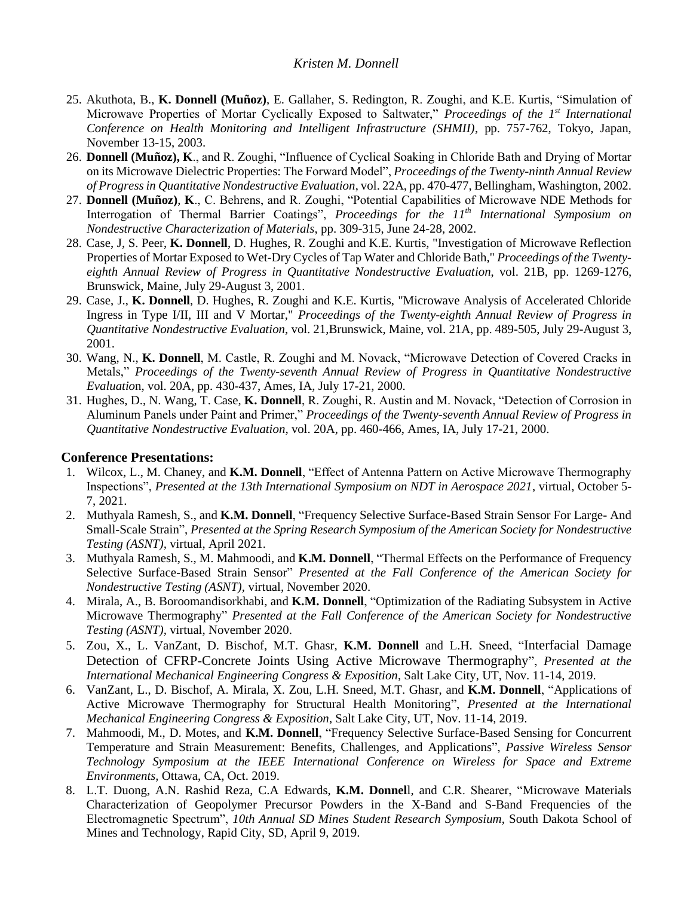25. Akuthota, B., **K. Donnell (Muñoz)**, E. Gallaher, S. Redington, R. Zoughi, and K.E. Kurtis, "Simulation of Microwave Properties of Mortar Cyclically Exposed to Saltwater," *Proceedings of the 1st International Conference on Health Monitoring and Intelligent Infrastructure (SHMII)*, pp. 757-762, Tokyo, Japan, November 13-15, 2003.
26. **Donnell (Muñoz), K**., and R. Zoughi, "Influence of Cyclical Soaking in Chloride Bath and Drying of Mortar on its Microwave Dielectric Properties: The Forward Model", *Proceedings of the Twenty-ninth Annual Review of Progress in Quantitative Nondestructive Evaluation*, vol. 22A, pp. 470-477, Bellingham, Washington, 2002.
27. **Donnell (Muñoz)**, **K**., C. Behrens, and R. Zoughi, "Potential Capabilities of Microwave NDE Methods for Interrogation of Thermal Barrier Coatings", *Proceedings for the 11th International Symposium on Nondestructive Characterization of Materials*, pp. 309-315, June 24-28, 2002.
28. Case, J, S. Peer, **K. Donnell**, D. Hughes, R. Zoughi and K.E. Kurtis, "Investigation of Microwave Reflection Properties of Mortar Exposed to Wet-Dry Cycles of Tap Water and Chloride Bath," *Proceedings of the Twenty-eighth Annual Review of Progress in Quantitative Nondestructive Evaluation*, vol. 21B, pp. 1269-1276, Brunswick, Maine, July 29-August 3, 2001.
29. Case, J., **K. Donnell**, D. Hughes, R. Zoughi and K.E. Kurtis, "Microwave Analysis of Accelerated Chloride Ingress in Type I/II, III and V Mortar," *Proceedings of the Twenty-eighth Annual Review of Progress in Quantitative Nondestructive Evaluation*, vol. 21,Brunswick, Maine, vol. 21A, pp. 489-505, July 29-August 3, 2001.
30. Wang, N., **K. Donnell**, M. Castle, R. Zoughi and M. Novack, "Microwave Detection of Covered Cracks in Metals," *Proceedings of the Twenty-seventh Annual Review of Progress in Quantitative Nondestructive Evaluation*, vol. 20A, pp. 430-437, Ames, IA, July 17-21, 2000.
31. Hughes, D., N. Wang, T. Case, **K. Donnell**, R. Zoughi, R. Austin and M. Novack, "Detection of Corrosion in Aluminum Panels under Paint and Primer," *Proceedings of the Twenty-seventh Annual Review of Progress in Quantitative Nondestructive Evaluation*, vol. 20A, pp. 460-466, Ames, IA, July 17-21, 2000.

## Conference Presentations:

1. Wilcox, L., M. Chaney, and **K.M. Donnell**, "Effect of Antenna Pattern on Active Microwave Thermography Inspections", *Presented at the 13th International Symposium on NDT in Aerospace 2021*, virtual, October 5-7, 2021.
2. Muthyala Ramesh, S., and **K.M. Donnell**, "Frequency Selective Surface-Based Strain Sensor For Large- And Small-Scale Strain", *Presented at the Spring Research Symposium of the American Society for Nondestructive Testing (ASNT)*, virtual, April 2021.
3. Muthyala Ramesh, S., M. Mahmoodi, and **K.M. Donnell**, "Thermal Effects on the Performance of Frequency Selective Surface-Based Strain Sensor" *Presented at the Fall Conference of the American Society for Nondestructive Testing (ASNT)*, virtual, November 2020.
4. Mirala, A., B. Boroomandisorkhabi, and **K.M. Donnell**, "Optimization of the Radiating Subsystem in Active Microwave Thermography" *Presented at the Fall Conference of the American Society for Nondestructive Testing (ASNT)*, virtual, November 2020.
5. Zou, X., L. VanZant, D. Bischof, M.T. Ghasr, **K.M. Donnell** and L.H. Sneed, "Interfacial Damage Detection of CFRP-Concrete Joints Using Active Microwave Thermography", *Presented at the International Mechanical Engineering Congress & Exposition*, Salt Lake City, UT, Nov. 11-14, 2019.
6. VanZant, L., D. Bischof, A. Mirala, X. Zou, L.H. Sneed, M.T. Ghasr, and **K.M. Donnell**, "Applications of Active Microwave Thermography for Structural Health Monitoring", *Presented at the International Mechanical Engineering Congress & Exposition*, Salt Lake City, UT, Nov. 11-14, 2019.
7. Mahmoodi, M., D. Motes, and **K.M. Donnell**, "Frequency Selective Surface-Based Sensing for Concurrent Temperature and Strain Measurement: Benefits, Challenges, and Applications", *Passive Wireless Sensor Technology Symposium at the IEEE International Conference on Wireless for Space and Extreme Environments*, Ottawa, CA, Oct. 2019.
8. L.T. Duong, A.N. Rashid Reza, C.A Edwards, **K.M. Donnel**l, and C.R. Shearer, "Microwave Materials Characterization of Geopolymer Precursor Powders in the X-Band and S-Band Frequencies of the Electromagnetic Spectrum", *10th Annual SD Mines Student Research Symposium*, South Dakota School of Mines and Technology, Rapid City, SD, April 9, 2019.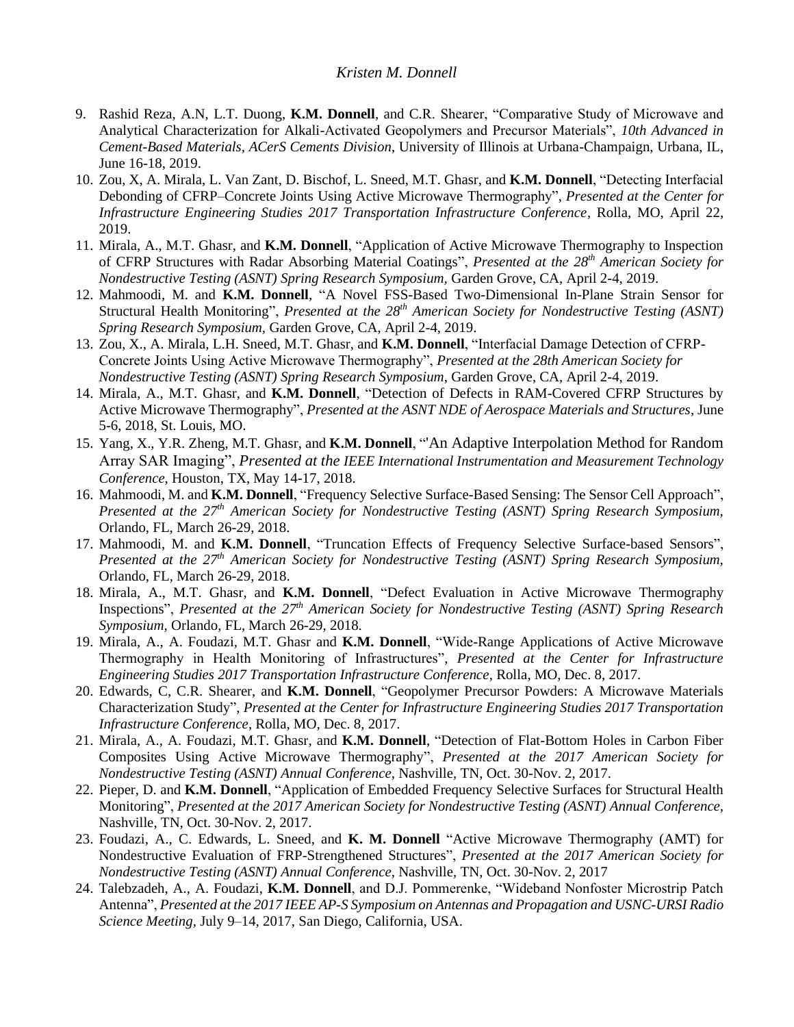9. Rashid Reza, A.N, L.T. Duong, **K.M. Donnell**, and C.R. Shearer, "Comparative Study of Microwave and Analytical Characterization for Alkali-Activated Geopolymers and Precursor Materials", *10th Advanced in Cement-Based Materials, ACerS Cements Division*, University of Illinois at Urbana-Champaign, Urbana, IL, June 16-18, 2019.
10. Zou, X, A. Mirala, L. Van Zant, D. Bischof, L. Sneed, M.T. Ghasr, and **K.M. Donnell**, "Detecting Interfacial Debonding of CFRP–Concrete Joints Using Active Microwave Thermography", *Presented at the Center for Infrastructure Engineering Studies 2017 Transportation Infrastructure Conference*, Rolla, MO, April 22, 2019.
11. Mirala, A., M.T. Ghasr, and **K.M. Donnell**, "Application of Active Microwave Thermography to Inspection of CFRP Structures with Radar Absorbing Material Coatings", *Presented at the 28th American Society for Nondestructive Testing (ASNT) Spring Research Symposium,* Garden Grove, CA, April 2-4, 2019.
12. Mahmoodi, M. and **K.M. Donnell**, "A Novel FSS-Based Two-Dimensional In-Plane Strain Sensor for Structural Health Monitoring", *Presented at the 28th American Society for Nondestructive Testing (ASNT) Spring Research Symposium,* Garden Grove, CA, April 2-4, 2019.
13. Zou, X., A. Mirala, L.H. Sneed, M.T. Ghasr, and **K.M. Donnell**, "Interfacial Damage Detection of CFRP-Concrete Joints Using Active Microwave Thermography", *Presented at the 28th American Society for Nondestructive Testing (ASNT) Spring Research Symposium*, Garden Grove, CA, April 2-4, 2019.
14. Mirala, A., M.T. Ghasr, and **K.M. Donnell**, "Detection of Defects in RAM-Covered CFRP Structures by Active Microwave Thermography", *Presented at the ASNT NDE of Aerospace Materials and Structures*, June 5-6, 2018, St. Louis, MO.
15. Yang, X., Y.R. Zheng, M.T. Ghasr, and **K.M. Donnell**, "'An Adaptive Interpolation Method for Random Array SAR Imaging", *Presented at the IEEE International Instrumentation and Measurement Technology Conference*, Houston, TX, May 14-17, 2018.
16. Mahmoodi, M. and **K.M. Donnell**, "Frequency Selective Surface-Based Sensing: The Sensor Cell Approach", *Presented at the 27th American Society for Nondestructive Testing (ASNT) Spring Research Symposium,* Orlando, FL, March 26-29, 2018.
17. Mahmoodi, M. and **K.M. Donnell**, "Truncation Effects of Frequency Selective Surface-based Sensors", *Presented at the 27th American Society for Nondestructive Testing (ASNT) Spring Research Symposium,* Orlando, FL, March 26-29, 2018.
18. Mirala, A., M.T. Ghasr, and **K.M. Donnell**, "Defect Evaluation in Active Microwave Thermography Inspections", *Presented at the 27th American Society for Nondestructive Testing (ASNT) Spring Research Symposium,* Orlando, FL, March 26-29, 2018.
19. Mirala, A., A. Foudazi, M.T. Ghasr and **K.M. Donnell**, "Wide-Range Applications of Active Microwave Thermography in Health Monitoring of Infrastructures", *Presented at the Center for Infrastructure Engineering Studies 2017 Transportation Infrastructure Conference*, Rolla, MO, Dec. 8, 2017.
20. Edwards, C, C.R. Shearer, and **K.M. Donnell**, "Geopolymer Precursor Powders: A Microwave Materials Characterization Study", *Presented at the Center for Infrastructure Engineering Studies 2017 Transportation Infrastructure Conference*, Rolla, MO, Dec. 8, 2017.
21. Mirala, A., A. Foudazi, M.T. Ghasr, and **K.M. Donnell**, "Detection of Flat-Bottom Holes in Carbon Fiber Composites Using Active Microwave Thermography", *Presented at the 2017 American Society for Nondestructive Testing (ASNT) Annual Conference,* Nashville, TN, Oct. 30-Nov. 2, 2017.
22. Pieper, D. and **K.M. Donnell**, "Application of Embedded Frequency Selective Surfaces for Structural Health Monitoring", *Presented at the 2017 American Society for Nondestructive Testing (ASNT) Annual Conference,* Nashville, TN, Oct. 30-Nov. 2, 2017.
23. Foudazi, A., C. Edwards, L. Sneed, and **K. M. Donnell** "Active Microwave Thermography (AMT) for Nondestructive Evaluation of FRP-Strengthened Structures", *Presented at the 2017 American Society for Nondestructive Testing (ASNT) Annual Conference,* Nashville, TN, Oct. 30-Nov. 2, 2017
24. Talebzadeh, A., A. Foudazi, **K.M. Donnell**, and D.J. Pommerenke, "Wideband Nonfoster Microstrip Patch Antenna", *Presented at the 2017 IEEE AP-S Symposium on Antennas and Propagation and USNC-URSI Radio Science Meeting,* July 9–14, 2017, San Diego, California, USA.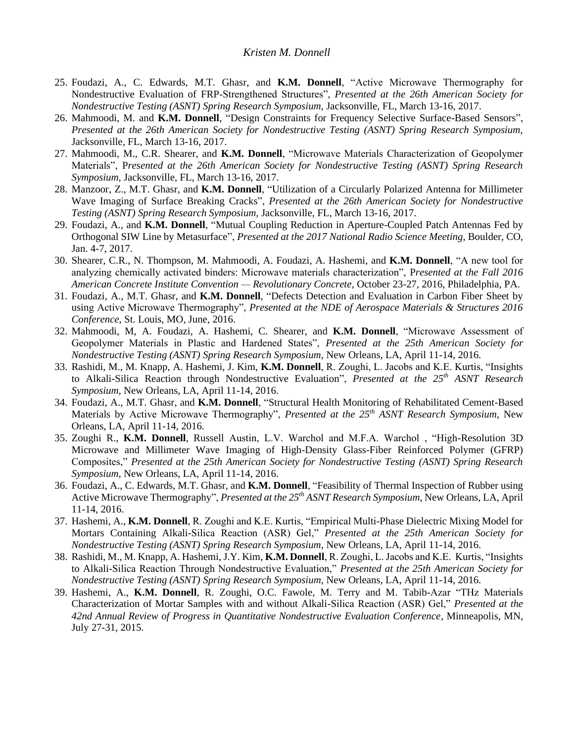25. Foudazi, A., C. Edwards, M.T. Ghasr, and **K.M. Donnell**, "Active Microwave Thermography for Nondestructive Evaluation of FRP-Strengthened Structures", *Presented at the 26th American Society for Nondestructive Testing (ASNT) Spring Research Symposium,* Jacksonville, FL, March 13-16, 2017.
26. Mahmoodi, M. and **K.M. Donnell**, "Design Constraints for Frequency Selective Surface-Based Sensors", *Presented at the 26th American Society for Nondestructive Testing (ASNT) Spring Research Symposium,* Jacksonville, FL, March 13-16, 2017.
27. Mahmoodi, M., C.R. Shearer, and **K.M. Donnell**, "Microwave Materials Characterization of Geopolymer Materials", P*resented at the 26th American Society for Nondestructive Testing (ASNT) Spring Research Symposium*, Jacksonville, FL, March 13-16, 2017.
28. Manzoor, Z., M.T. Ghasr, and **K.M. Donnell**, "Utilization of a Circularly Polarized Antenna for Millimeter Wave Imaging of Surface Breaking Cracks", *Presented at the 26th American Society for Nondestructive Testing (ASNT) Spring Research Symposium,* Jacksonville, FL, March 13-16, 2017.
29. Foudazi, A., and **K.M. Donnell**, "Mutual Coupling Reduction in Aperture-Coupled Patch Antennas Fed by Orthogonal SIW Line by Metasurface", *Presented at the 2017 National Radio Science Meeting*, Boulder, CO, Jan. 4-7, 2017.
30. Shearer, C.R., N. Thompson, M. Mahmoodi, A. Foudazi, A. Hashemi, and **K.M. Donnell**, "A new tool for analyzing chemically activated binders: Microwave materials characterization", P*resented at the Fall 2016 American Concrete Institute Convention — Revolutionary Concrete*, October 23-27, 2016, Philadelphia, PA.
31. Foudazi, A., M.T. Ghasr, and **K.M. Donnell**, "Defects Detection and Evaluation in Carbon Fiber Sheet by using Active Microwave Thermography", *Presented at the NDE of Aerospace Materials & Structures 2016 Conference*, St. Louis, MO, June, 2016.
32. Mahmoodi, M, A. Foudazi, A. Hashemi, C. Shearer, and **K.M. Donnell**, "Microwave Assessment of Geopolymer Materials in Plastic and Hardened States", *Presented at the 25th American Society for Nondestructive Testing (ASNT) Spring Research Symposium*, New Orleans, LA, April 11-14, 2016.
33. Rashidi, M., M. Knapp, A. Hashemi, J. Kim, **K.M. Donnell**, R. Zoughi, L. Jacobs and K.E. Kurtis, "Insights to Alkali-Silica Reaction through Nondestructive Evaluation", *Presented at the 25th ASNT Research Symposium*, New Orleans, LA, April 11-14, 2016.
34. Foudazi, A., M.T. Ghasr, and **K.M. Donnell**, "Structural Health Monitoring of Rehabilitated Cement-Based Materials by Active Microwave Thermography", *Presented at the 25th ASNT Research Symposium*, New Orleans, LA, April 11-14, 2016.
35. Zoughi R., **K.M. Donnell**, Russell Austin, L.V. Warchol and M.F.A. Warchol , "High-Resolution 3D Microwave and Millimeter Wave Imaging of High-Density Glass-Fiber Reinforced Polymer (GFRP) Composites," *Presented at the 25th American Society for Nondestructive Testing (ASNT) Spring Research Symposium*, New Orleans, LA, April 11-14, 2016.
36. Foudazi, A., C. Edwards, M.T. Ghasr, and **K.M. Donnell**, "Feasibility of Thermal Inspection of Rubber using Active Microwave Thermography", *Presented at the 25th ASNT Research Symposium*, New Orleans, LA, April 11-14, 2016.
37. Hashemi, A., **K.M. Donnell**, R. Zoughi and K.E. Kurtis, "Empirical Multi-Phase Dielectric Mixing Model for Mortars Containing Alkali-Silica Reaction (ASR) Gel," *Presented at the 25th American Society for Nondestructive Testing (ASNT) Spring Research Symposium*, New Orleans, LA, April 11-14, 2016.
38. Rashidi, M., M. Knapp, A. Hashemi, J.Y. Kim, **K.M. Donnell**, R. Zoughi, L. Jacobs and K.E. Kurtis, "Insights to Alkali-Silica Reaction Through Nondestructive Evaluation," *Presented at the 25th American Society for Nondestructive Testing (ASNT) Spring Research Symposium*, New Orleans, LA, April 11-14, 2016.
39. Hashemi, A., **K.M. Donnell**, R. Zoughi, O.C. Fawole, M. Terry and M. Tabib-Azar "THz Materials Characterization of Mortar Samples with and without Alkali-Silica Reaction (ASR) Gel," *Presented at the 42nd Annual Review of Progress in Quantitative Nondestructive Evaluation Conference*, Minneapolis, MN, July 27-31, 2015.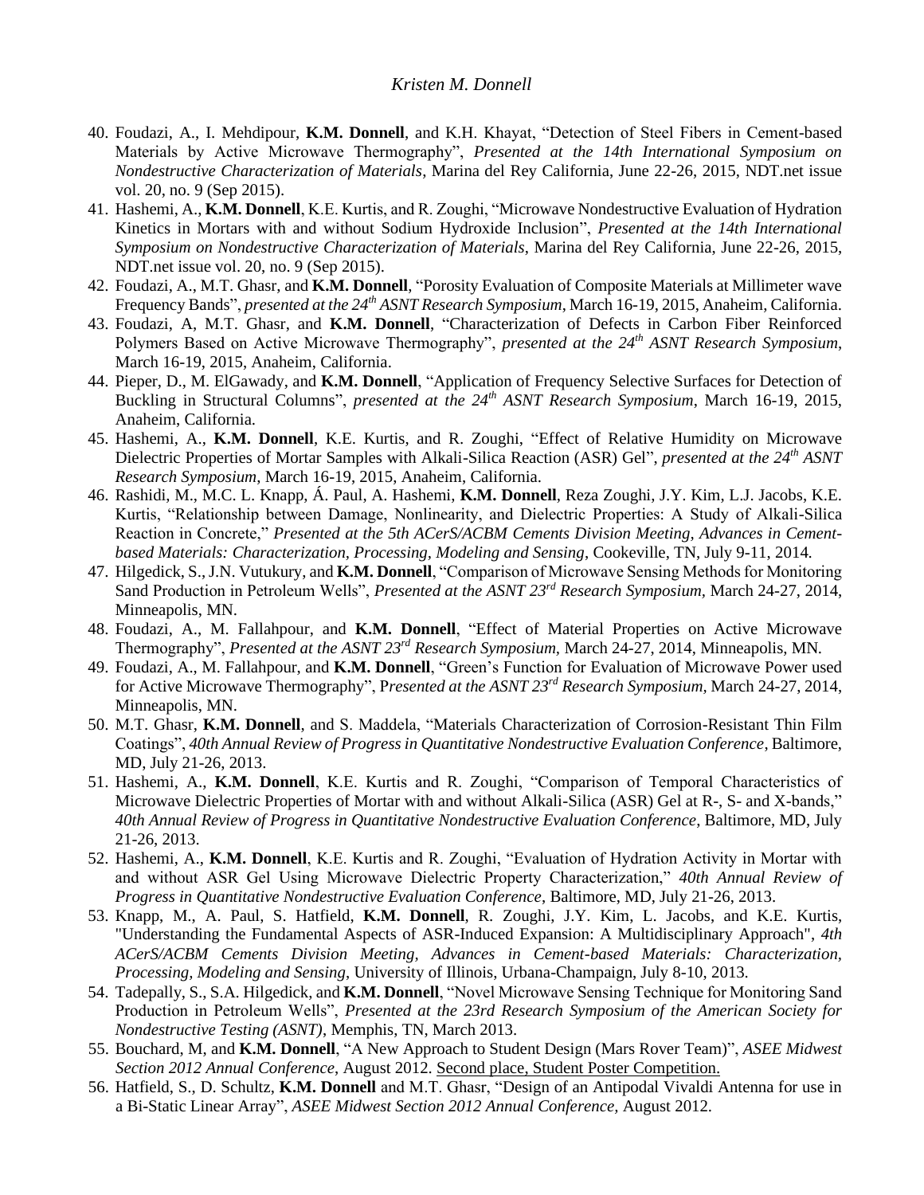40. Foudazi, A., I. Mehdipour, **K.M. Donnell**, and K.H. Khayat, "Detection of Steel Fibers in Cement-based Materials by Active Microwave Thermography", *Presented at the 14th International Symposium on Nondestructive Characterization of Materials*, Marina del Rey California, June 22-26, 2015, NDT.net issue vol. 20, no. 9 (Sep 2015).
41. Hashemi, A., **K.M. Donnell**, K.E. Kurtis, and R. Zoughi, "Microwave Nondestructive Evaluation of Hydration Kinetics in Mortars with and without Sodium Hydroxide Inclusion", *Presented at the 14th International Symposium on Nondestructive Characterization of Materials*, Marina del Rey California, June 22-26, 2015, NDT.net issue vol. 20, no. 9 (Sep 2015).
42. Foudazi, A., M.T. Ghasr, and **K.M. Donnell**, "Porosity Evaluation of Composite Materials at Millimeter wave Frequency Bands", *presented at the 24th ASNT Research Symposium*, March 16-19, 2015, Anaheim, California.
43. Foudazi, A, M.T. Ghasr, and **K.M. Donnell**, "Characterization of Defects in Carbon Fiber Reinforced Polymers Based on Active Microwave Thermography", *presented at the 24th ASNT Research Symposium*, March 16-19, 2015, Anaheim, California.
44. Pieper, D., M. ElGawady, and **K.M. Donnell**, "Application of Frequency Selective Surfaces for Detection of Buckling in Structural Columns", *presented at the 24th ASNT Research Symposium*, March 16-19, 2015, Anaheim, California.
45. Hashemi, A., **K.M. Donnell**, K.E. Kurtis, and R. Zoughi, "Effect of Relative Humidity on Microwave Dielectric Properties of Mortar Samples with Alkali-Silica Reaction (ASR) Gel", *presented at the 24th ASNT Research Symposium*, March 16-19, 2015, Anaheim, California.
46. Rashidi, M., M.C. L. Knapp, Á. Paul, A. Hashemi, **K.M. Donnell**, Reza Zoughi, J.Y. Kim, L.J. Jacobs, K.E. Kurtis, "Relationship between Damage, Nonlinearity, and Dielectric Properties: A Study of Alkali-Silica Reaction in Concrete," *Presented at the 5th ACerS/ACBM Cements Division Meeting, Advances in Cement-based Materials: Characterization, Processing, Modeling and Sensing*, Cookeville, TN, July 9-11, 2014.
47. Hilgedick, S., J.N. Vutukury, and **K.M. Donnell**, "Comparison of Microwave Sensing Methods for Monitoring Sand Production in Petroleum Wells", *Presented at the ASNT 23rd Research Symposium*, March 24-27, 2014, Minneapolis, MN.
48. Foudazi, A., M. Fallahpour, and **K.M. Donnell**, "Effect of Material Properties on Active Microwave Thermography", *Presented at the ASNT 23rd Research Symposium*, March 24-27, 2014, Minneapolis, MN.
49. Foudazi, A., M. Fallahpour, and **K.M. Donnell**, "Green's Function for Evaluation of Microwave Power used for Active Microwave Thermography", P*resented at the ASNT 23rd Research Symposium*, March 24-27, 2014, Minneapolis, MN.
50. M.T. Ghasr, **K.M. Donnell**, and S. Maddela, "Materials Characterization of Corrosion-Resistant Thin Film Coatings", *40th Annual Review of Progress in Quantitative Nondestructive Evaluation Conference*, Baltimore, MD, July 21-26, 2013.
51. Hashemi, A., **K.M. Donnell**, K.E. Kurtis and R. Zoughi, "Comparison of Temporal Characteristics of Microwave Dielectric Properties of Mortar with and without Alkali-Silica (ASR) Gel at R-, S- and X-bands," *40th Annual Review of Progress in Quantitative Nondestructive Evaluation Conference*, Baltimore, MD, July 21-26, 2013.
52. Hashemi, A., **K.M. Donnell**, K.E. Kurtis and R. Zoughi, "Evaluation of Hydration Activity in Mortar with and without ASR Gel Using Microwave Dielectric Property Characterization," *40th Annual Review of Progress in Quantitative Nondestructive Evaluation Conference*, Baltimore, MD, July 21-26, 2013.
53. Knapp, M., A. Paul, S. Hatfield, **K.M. Donnell**, R. Zoughi, J.Y. Kim, L. Jacobs, and K.E. Kurtis, "Understanding the Fundamental Aspects of ASR-Induced Expansion: A Multidisciplinary Approach", *4th ACerS/ACBM Cements Division Meeting, Advances in Cement-based Materials: Characterization, Processing, Modeling and Sensing*, University of Illinois, Urbana-Champaign, July 8-10, 2013.
54. Tadepally, S., S.A. Hilgedick, and **K.M. Donnell**, "Novel Microwave Sensing Technique for Monitoring Sand Production in Petroleum Wells", *Presented at the 23rd Research Symposium of the American Society for Nondestructive Testing (ASNT)*, Memphis, TN, March 2013.
55. Bouchard, M, and **K.M. Donnell**, "A New Approach to Student Design (Mars Rover Team)", *ASEE Midwest Section 2012 Annual Conference*, August 2012. Second place, Student Poster Competition.
56. Hatfield, S., D. Schultz, **K.M. Donnell** and M.T. Ghasr, "Design of an Antipodal Vivaldi Antenna for use in a Bi-Static Linear Array", *ASEE Midwest Section 2012 Annual Conference*, August 2012.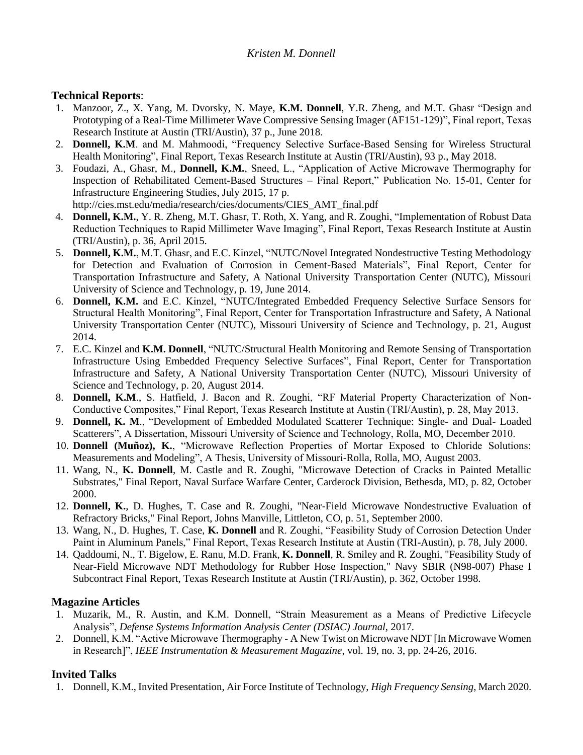## Technical Reports:

1. Manzoor, Z., X. Yang, M. Dvorsky, N. Maye, **K.M. Donnell**, Y.R. Zheng, and M.T. Ghasr "Design and Prototyping of a Real-Time Millimeter Wave Compressive Sensing Imager (AF151-129)", Final report, Texas Research Institute at Austin (TRI/Austin), 37 p., June 2018.
2. **Donnell, K.M**. and M. Mahmoodi, "Frequency Selective Surface-Based Sensing for Wireless Structural Health Monitoring", Final Report, Texas Research Institute at Austin (TRI/Austin), 93 p., May 2018.
3. Foudazi, A., Ghasr, M., **Donnell, K.M.**, Sneed, L., "Application of Active Microwave Thermography for Inspection of Rehabilitated Cement-Based Structures – Final Report," Publication No. 15-01, Center for Infrastructure Engineering Studies, July 2015, 17 p. http://cies.mst.edu/media/research/cies/documents/CIES_AMT_final.pdf
4. **Donnell, K.M.**, Y. R. Zheng, M.T. Ghasr, T. Roth, X. Yang, and R. Zoughi, "Implementation of Robust Data Reduction Techniques to Rapid Millimeter Wave Imaging", Final Report, Texas Research Institute at Austin (TRI/Austin), p. 36, April 2015.
5. **Donnell, K.M.**, M.T. Ghasr, and E.C. Kinzel, "NUTC/Novel Integrated Nondestructive Testing Methodology for Detection and Evaluation of Corrosion in Cement-Based Materials", Final Report, Center for Transportation Infrastructure and Safety, A National University Transportation Center (NUTC), Missouri University of Science and Technology, p. 19, June 2014.
6. **Donnell, K.M.** and E.C. Kinzel, "NUTC/Integrated Embedded Frequency Selective Surface Sensors for Structural Health Monitoring", Final Report, Center for Transportation Infrastructure and Safety, A National University Transportation Center (NUTC), Missouri University of Science and Technology, p. 21, August 2014.
7. E.C. Kinzel and **K.M. Donnell**, "NUTC/Structural Health Monitoring and Remote Sensing of Transportation Infrastructure Using Embedded Frequency Selective Surfaces", Final Report, Center for Transportation Infrastructure and Safety, A National University Transportation Center (NUTC), Missouri University of Science and Technology, p. 20, August 2014.
8. **Donnell, K.M**., S. Hatfield, J. Bacon and R. Zoughi, "RF Material Property Characterization of Non-Conductive Composites," Final Report, Texas Research Institute at Austin (TRI/Austin), p. 28, May 2013.
9. **Donnell, K. M**., "Development of Embedded Modulated Scatterer Technique: Single- and Dual- Loaded Scatterers", A Dissertation, Missouri University of Science and Technology, Rolla, MO, December 2010.
10. **Donnell (Muñoz), K.**, "Microwave Reflection Properties of Mortar Exposed to Chloride Solutions: Measurements and Modeling", A Thesis, University of Missouri-Rolla, Rolla, MO, August 2003.
11. Wang, N., **K. Donnell**, M. Castle and R. Zoughi, "Microwave Detection of Cracks in Painted Metallic Substrates," Final Report, Naval Surface Warfare Center, Carderock Division, Bethesda, MD, p. 82, October 2000.
12. **Donnell, K.**, D. Hughes, T. Case and R. Zoughi, "Near-Field Microwave Nondestructive Evaluation of Refractory Bricks," Final Report, Johns Manville, Littleton, CO, p. 51, September 2000.
13. Wang, N., D. Hughes, T. Case, **K. Donnell** and R. Zoughi, "Feasibility Study of Corrosion Detection Under Paint in Aluminum Panels," Final Report, Texas Research Institute at Austin (TRI-Austin), p. 78, July 2000.
14. Qaddoumi, N., T. Bigelow, E. Ranu, M.D. Frank, **K. Donnell**, R. Smiley and R. Zoughi, "Feasibility Study of Near-Field Microwave NDT Methodology for Rubber Hose Inspection," Navy SBIR (N98-007) Phase I Subcontract Final Report, Texas Research Institute at Austin (TRI/Austin), p. 362, October 1998.

## Magazine Articles

1. Muzarik, M., R. Austin, and K.M. Donnell, "Strain Measurement as a Means of Predictive Lifecycle Analysis", *Defense Systems Information Analysis Center (DSIAC) Journal*, 2017.
2. Donnell, K.M. "Active Microwave Thermography - A New Twist on Microwave NDT [In Microwave Women in Research]", *IEEE Instrumentation & Measurement Magazine*, vol. 19, no. 3, pp. 24-26, 2016.

## Invited Talks

1. Donnell, K.M., Invited Presentation, Air Force Institute of Technology, *High Frequency Sensing*, March 2020.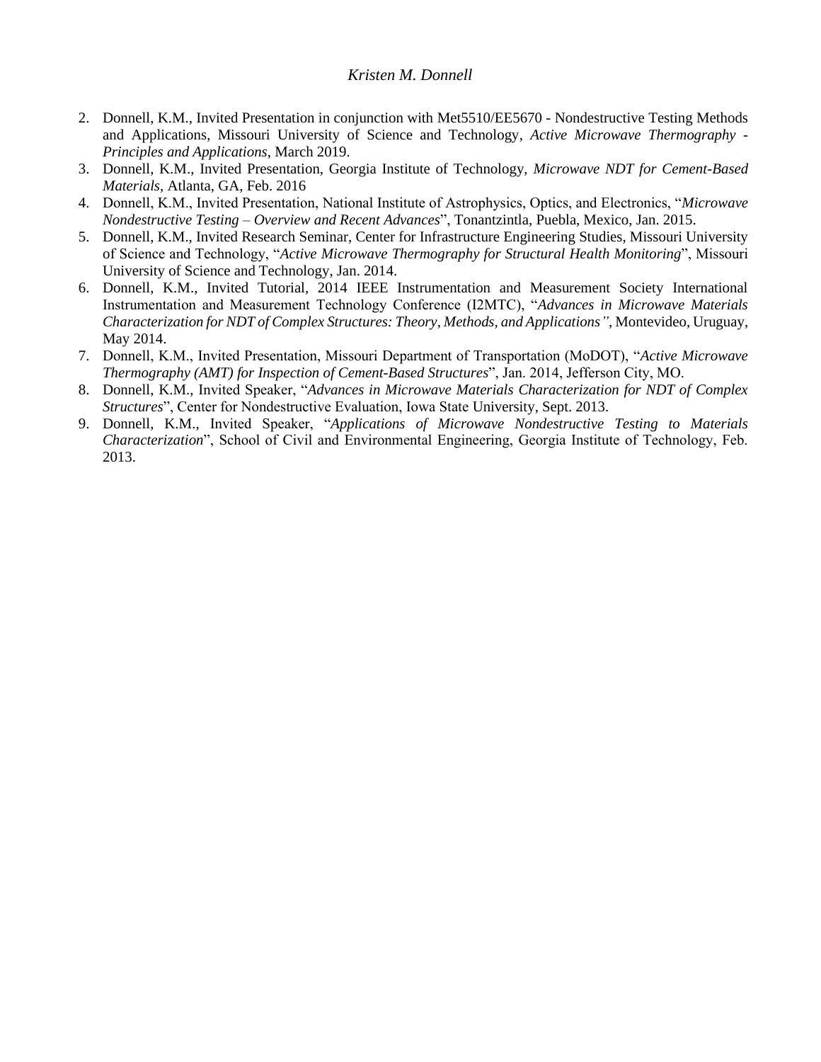2. Donnell, K.M., Invited Presentation in conjunction with Met5510/EE5670 - Nondestructive Testing Methods and Applications, Missouri University of Science and Technology, *Active Microwave Thermography - Principles and Applications*, March 2019.
3. Donnell, K.M., Invited Presentation, Georgia Institute of Technology, *Microwave NDT for Cement-Based Materials*, Atlanta, GA, Feb. 2016
4. Donnell, K.M., Invited Presentation, National Institute of Astrophysics, Optics, and Electronics, "*Microwave Nondestructive Testing – Overview and Recent Advances*", Tonantzintla, Puebla, Mexico, Jan. 2015.
5. Donnell, K.M., Invited Research Seminar, Center for Infrastructure Engineering Studies, Missouri University of Science and Technology, "*Active Microwave Thermography for Structural Health Monitoring*", Missouri University of Science and Technology, Jan. 2014.
6. Donnell, K.M., Invited Tutorial, 2014 IEEE Instrumentation and Measurement Society International Instrumentation and Measurement Technology Conference (I2MTC), "*Advances in Microwave Materials Characterization for NDT of Complex Structures: Theory, Methods, and Applications"*, Montevideo, Uruguay, May 2014.
7. Donnell, K.M., Invited Presentation, Missouri Department of Transportation (MoDOT), "*Active Microwave Thermography (AMT) for Inspection of Cement-Based Structures*", Jan. 2014, Jefferson City, MO.
8. Donnell, K.M., Invited Speaker, "*Advances in Microwave Materials Characterization for NDT of Complex Structures*", Center for Nondestructive Evaluation, Iowa State University, Sept. 2013.
9. Donnell, K.M., Invited Speaker, "*Applications of Microwave Nondestructive Testing to Materials Characterization*", School of Civil and Environmental Engineering, Georgia Institute of Technology, Feb. 2013.